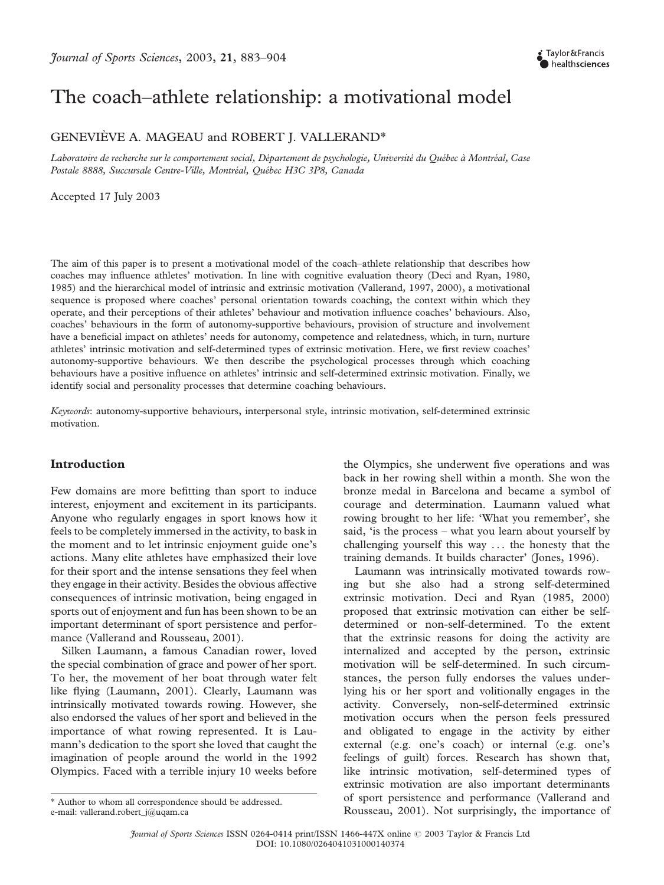# The coach–athlete relationship: a motivational model

GENEVIÈVE A. MAGEAU and ROBERT J. VALLERAND*

*Laboratoire de recherche sur le comportement social, Département de psychologie, Université du Québec à Montréal, Case Postale 8888, Succursale Centre-Ville, Montréal, Québec H3C 3P8, Canada*

Accepted 17 July 2003

The aim of this paper is to present a motivational model of the coach–athlete relationship that describes how coaches may influence athletes' motivation. In line with cognitive evaluation theory (Deci and Ryan, 1980, 1985) and the hierarchical model of intrinsic and extrinsic motivation (Vallerand, 1997, 2000), a motivational sequence is proposed where coaches' personal orientation towards coaching, the context within which they operate, and their perceptions of their athletes' behaviour and motivation influence coaches' behaviours. Also, coaches' behaviours in the form of autonomy-supportive behaviours, provision of structure and involvement have a beneficial impact on athletes' needs for autonomy, competence and relatedness, which, in turn, nurture athletes' intrinsic motivation and self-determined types of extrinsic motivation. Here, we first review coaches' autonomy-supportive behaviours. We then describe the psychological processes through which coaching behaviours have a positive influence on athletes' intrinsic and self-determined extrinsic motivation. Finally, we identify social and personality processes that determine coaching behaviours.

*Keywords*: autonomy-supportive behaviours, interpersonal style, intrinsic motivation, self-determined extrinsic motivation.

## Introduction

Few domains are more befitting than sport to induce interest, enjoyment and excitement in its participants. Anyone who regularly engages in sport knows how it feels to be completely immersed in the activity, to bask in the moment and to let intrinsic enjoyment guide one's actions. Many elite athletes have emphasized their love for their sport and the intense sensations they feel when they engage in their activity. Besides the obvious affective consequences of intrinsic motivation, being engaged in sports out of enjoyment and fun has been shown to be an important determinant of sport persistence and performance (Vallerand and Rousseau, 2001).

Silken Laumann, a famous Canadian rower, loved the special combination of grace and power of her sport. To her, the movement of her boat through water felt like flying (Laumann, 2001). Clearly, Laumann was intrinsically motivated towards rowing. However, she also endorsed the values of her sport and believed in the importance of what rowing represented. It is Laumann's dedication to the sport she loved that caught the imagination of people around the world in the 1992 Olympics. Faced with a terrible injury 10 weeks before the Olympics, she underwent five operations and was back in her rowing shell within a month. She won the bronze medal in Barcelona and became a symbol of courage and determination. Laumann valued what rowing brought to her life: 'What you remember', she said, 'is the process – what you learn about yourself by challenging yourself this way . . . the honesty that the training demands. It builds character' (Jones, 1996).

Laumann was intrinsically motivated towards rowing but she also had a strong self-determined extrinsic motivation. Deci and Ryan (1985, 2000) proposed that extrinsic motivation can either be self-determined or non-self-determined. To the extent that the extrinsic reasons for doing the activity are internalized and accepted by the person, extrinsic motivation will be self-determined. In such circumstances, the person fully endorses the values underlying his or her sport and volitionally engages in the activity. Conversely, non-self-determined extrinsic motivation occurs when the person feels pressured and obligated to engage in the activity by either external (e.g. one's coach) or internal (e.g. one's feelings of guilt) forces. Research has shown that, like intrinsic motivation, self-determined types of extrinsic motivation are also important determinants of sport persistence and performance (Vallerand and Rousseau, 2001). Not surprisingly, the importance of

\* Author to whom all correspondence should be addressed. e-mail: vallerand.robert_j@uqam.ca

*Journal of Sports Sciences* ISSN 0264-0414 print/ISSN 1466-447X online © 2003 Taylor & Francis Ltd
DOI: 10.1080/0264041031000140374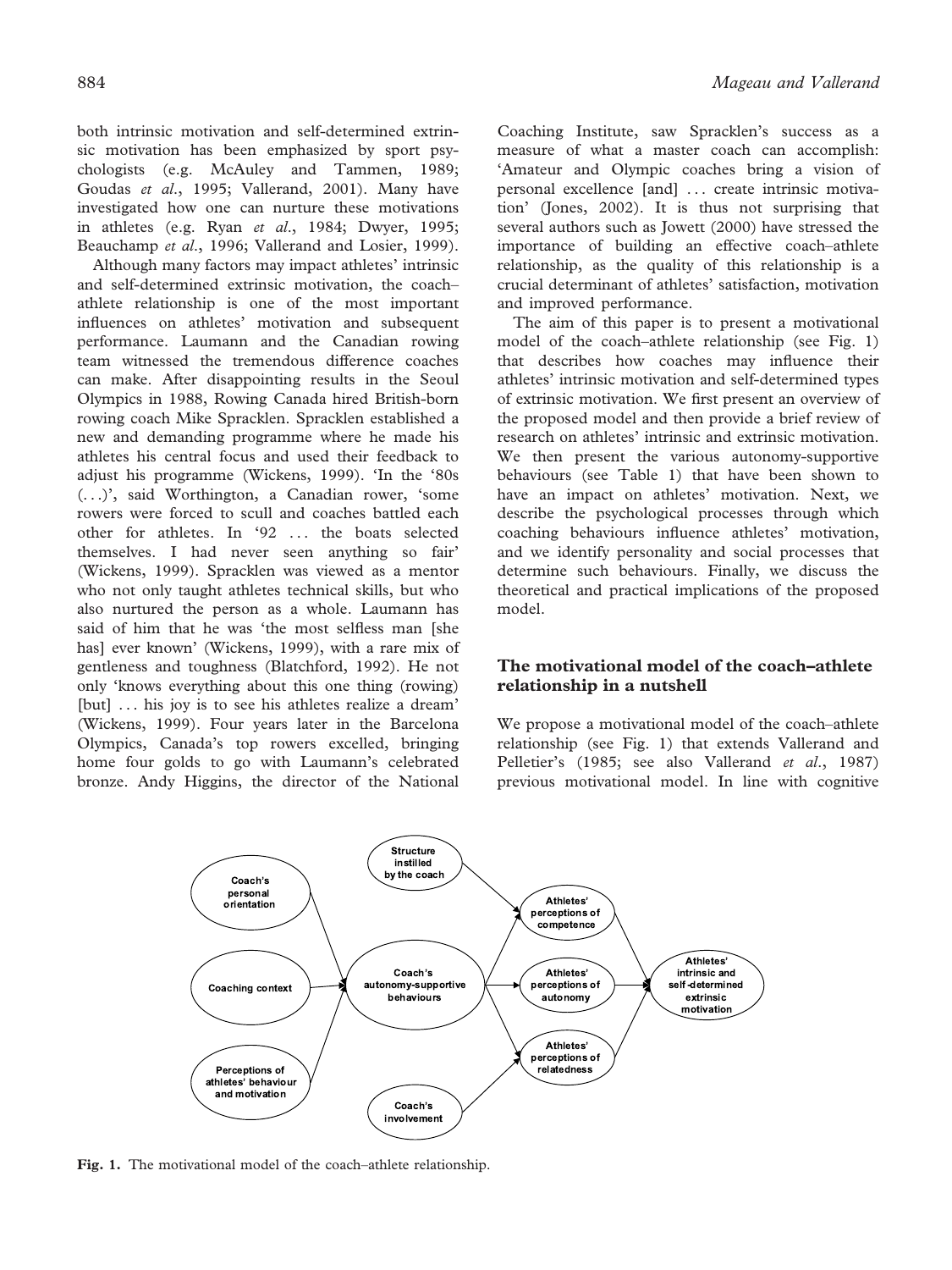both intrinsic motivation and self-determined extrinsic motivation has been emphasized by sport psychologists (e.g. McAuley and Tammen, 1989; Goudas *et al*., 1995; Vallerand, 2001). Many have investigated how one can nurture these motivations in athletes (e.g. Ryan *et al*., 1984; Dwyer, 1995; Beauchamp *et al*., 1996; Vallerand and Losier, 1999).

Although many factors may impact athletes' intrinsic and self-determined extrinsic motivation, the coach–athlete relationship is one of the most important influences on athletes' motivation and subsequent performance. Laumann and the Canadian rowing team witnessed the tremendous difference coaches can make. After disappointing results in the Seoul Olympics in 1988, Rowing Canada hired British-born rowing coach Mike Spracklen. Spracklen established a new and demanding programme where he made his athletes his central focus and used their feedback to adjust his programme (Wickens, 1999). 'In the '80s (...)', said Worthington, a Canadian rower, 'some rowers were forced to scull and coaches battled each other for athletes. In '92 ... the boats selected themselves. I had never seen anything so fair' (Wickens, 1999). Spracklen was viewed as a mentor who not only taught athletes technical skills, but who also nurtured the person as a whole. Laumann has said of him that he was 'the most selfless man [she has] ever known' (Wickens, 1999), with a rare mix of gentleness and toughness (Blatchford, 1992). He not only 'knows everything about this one thing (rowing) [but] ... his joy is to see his athletes realize a dream' (Wickens, 1999). Four years later in the Barcelona Olympics, Canada's top rowers excelled, bringing home four golds to go with Laumann's celebrated bronze. Andy Higgins, the director of the National Coaching Institute, saw Spracklen's success as a measure of what a master coach can accomplish: 'Amateur and Olympic coaches bring a vision of personal excellence [and] ... create intrinsic motivation' (Jones, 2002). It is thus not surprising that several authors such as Jowett (2000) have stressed the importance of building an effective coach–athlete relationship, as the quality of this relationship is a crucial determinant of athletes' satisfaction, motivation and improved performance.

The aim of this paper is to present a motivational model of the coach–athlete relationship (see Fig. 1) that describes how coaches may influence their athletes' intrinsic motivation and self-determined types of extrinsic motivation. We first present an overview of the proposed model and then provide a brief review of research on athletes' intrinsic and extrinsic motivation. We then present the various autonomy-supportive behaviours (see Table 1) that have been shown to have an impact on athletes' motivation. Next, we describe the psychological processes through which coaching behaviours influence athletes' motivation, and we identify personality and social processes that determine such behaviours. Finally, we discuss the theoretical and practical implications of the proposed model.

## The motivational model of the coach–athlete relationship in a nutshell

We propose a motivational model of the coach–athlete relationship (see Fig. 1) that extends Vallerand and Pelletier's (1985; see also Vallerand *et al*., 1987) previous motivational model. In line with cognitive

**Fig. 1.** The motivational model of the coach–athlete relationship.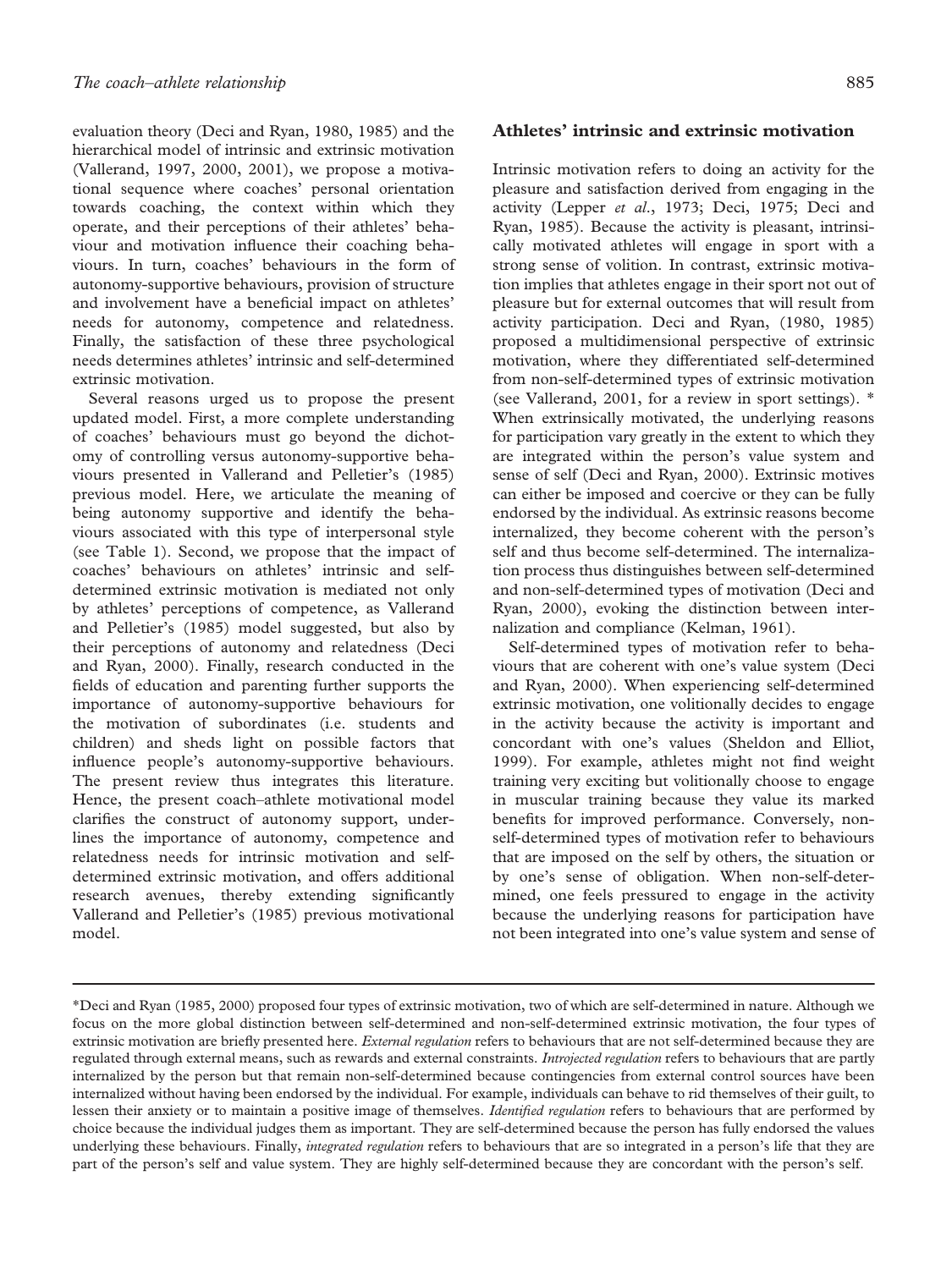evaluation theory (Deci and Ryan, 1980, 1985) and the hierarchical model of intrinsic and extrinsic motivation (Vallerand, 1997, 2000, 2001), we propose a motivational sequence where coaches' personal orientation towards coaching, the context within which they operate, and their perceptions of their athletes' behaviour and motivation influence their coaching behaviours. In turn, coaches' behaviours in the form of autonomy-supportive behaviours, provision of structure and involvement have a beneficial impact on athletes' needs for autonomy, competence and relatedness. Finally, the satisfaction of these three psychological needs determines athletes' intrinsic and self-determined extrinsic motivation.

Several reasons urged us to propose the present updated model. First, a more complete understanding of coaches' behaviours must go beyond the dichotomy of controlling versus autonomy-supportive behaviours presented in Vallerand and Pelletier's (1985) previous model. Here, we articulate the meaning of being autonomy supportive and identify the behaviours associated with this type of interpersonal style (see Table 1). Second, we propose that the impact of coaches' behaviours on athletes' intrinsic and self-determined extrinsic motivation is mediated not only by athletes' perceptions of competence, as Vallerand and Pelletier's (1985) model suggested, but also by their perceptions of autonomy and relatedness (Deci and Ryan, 2000). Finally, research conducted in the fields of education and parenting further supports the importance of autonomy-supportive behaviours for the motivation of subordinates (i.e. students and children) and sheds light on possible factors that influence people's autonomy-supportive behaviours. The present review thus integrates this literature. Hence, the present coach–athlete motivational model clarifies the construct of autonomy support, underlines the importance of autonomy, competence and relatedness needs for intrinsic motivation and self-determined extrinsic motivation, and offers additional research avenues, thereby extending significantly Vallerand and Pelletier's (1985) previous motivational model.

## Athletes' intrinsic and extrinsic motivation

Intrinsic motivation refers to doing an activity for the pleasure and satisfaction derived from engaging in the activity (Lepper *et al*., 1973; Deci, 1975; Deci and Ryan, 1985). Because the activity is pleasant, intrinsically motivated athletes will engage in sport with a strong sense of volition. In contrast, extrinsic motivation implies that athletes engage in their sport not out of pleasure but for external outcomes that will result from activity participation. Deci and Ryan, (1980, 1985) proposed a multidimensional perspective of extrinsic motivation, where they differentiated self-determined from non-self-determined types of extrinsic motivation (see Vallerand, 2001, for a review in sport settings). * When extrinsically motivated, the underlying reasons for participation vary greatly in the extent to which they are integrated within the person's value system and sense of self (Deci and Ryan, 2000). Extrinsic motives can either be imposed and coercive or they can be fully endorsed by the individual. As extrinsic reasons become internalized, they become coherent with the person's self and thus become self-determined. The internalization process thus distinguishes between self-determined and non-self-determined types of motivation (Deci and Ryan, 2000), evoking the distinction between internalization and compliance (Kelman, 1961).

Self-determined types of motivation refer to behaviours that are coherent with one's value system (Deci and Ryan, 2000). When experiencing self-determined extrinsic motivation, one volitionally decides to engage in the activity because the activity is important and concordant with one's values (Sheldon and Elliot, 1999). For example, athletes might not find weight training very exciting but volitionally choose to engage in muscular training because they value its marked benefits for improved performance. Conversely, non-self-determined types of motivation refer to behaviours that are imposed on the self by others, the situation or by one's sense of obligation. When non-self-determined, one feels pressured to engage in the activity because the underlying reasons for participation have not been integrated into one's value system and sense of

---

*Deci and Ryan (1985, 2000) proposed four types of extrinsic motivation, two of which are self-determined in nature. Although we focus on the more global distinction between self-determined and non-self-determined extrinsic motivation, the four types of extrinsic motivation are briefly presented here. *External regulation* refers to behaviours that are not self-determined because they are regulated through external means, such as rewards and external constraints. *Introjected regulation* refers to behaviours that are partly internalized by the person but that remain non-self-determined because contingencies from external control sources have been internalized without having been endorsed by the individual. For example, individuals can behave to rid themselves of their guilt, to lessen their anxiety or to maintain a positive image of themselves. *Identified regulation* refers to behaviours that are performed by choice because the individual judges them as important. They are self-determined because the person has fully endorsed the values underlying these behaviours. Finally, *integrated regulation* refers to behaviours that are so integrated in a person's life that they are part of the person's self and value system. They are highly self-determined because they are concordant with the person's self.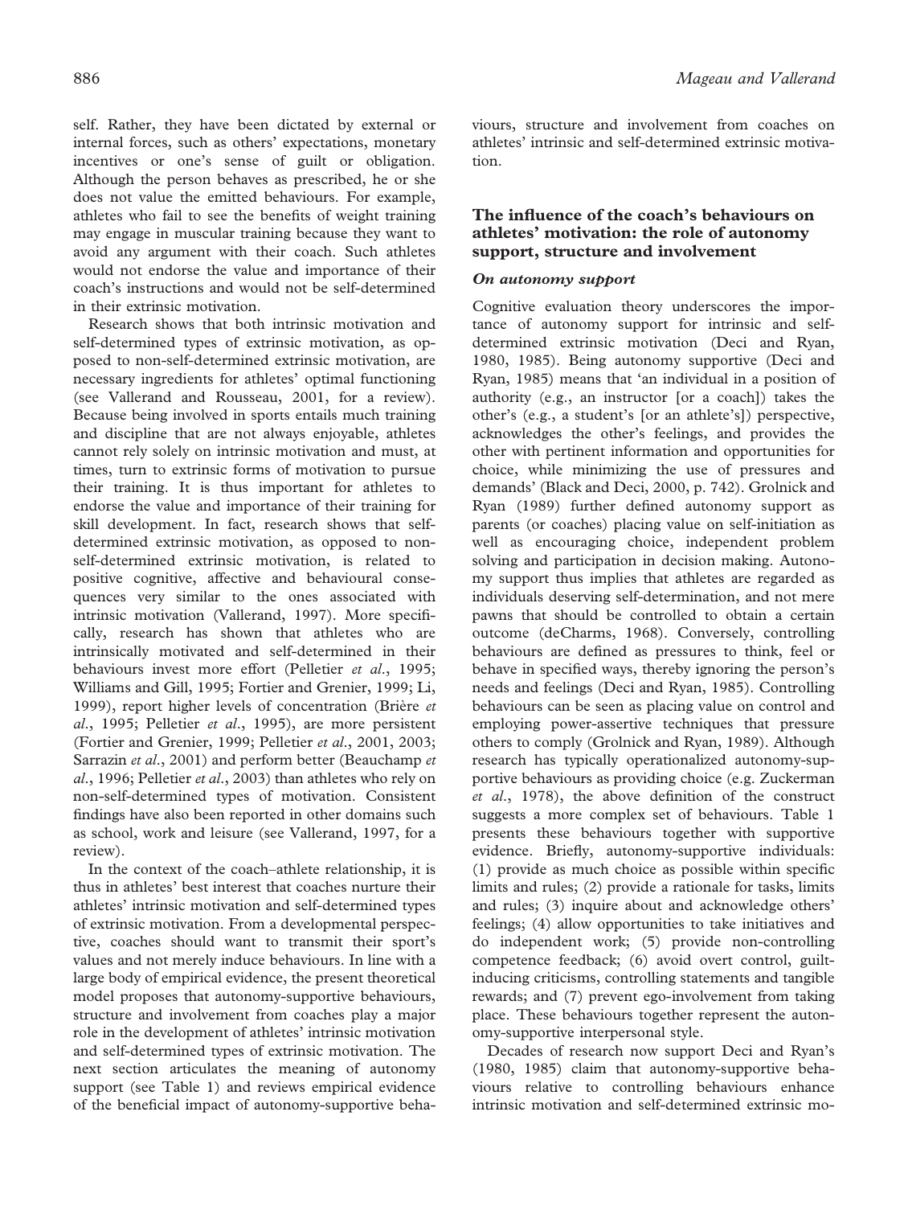self. Rather, they have been dictated by external or internal forces, such as others' expectations, monetary incentives or one's sense of guilt or obligation. Although the person behaves as prescribed, he or she does not value the emitted behaviours. For example, athletes who fail to see the benefits of weight training may engage in muscular training because they want to avoid any argument with their coach. Such athletes would not endorse the value and importance of their coach's instructions and would not be self-determined in their extrinsic motivation.

Research shows that both intrinsic motivation and self-determined types of extrinsic motivation, as opposed to non-self-determined extrinsic motivation, are necessary ingredients for athletes' optimal functioning (see Vallerand and Rousseau, 2001, for a review). Because being involved in sports entails much training and discipline that are not always enjoyable, athletes cannot rely solely on intrinsic motivation and must, at times, turn to extrinsic forms of motivation to pursue their training. It is thus important for athletes to endorse the value and importance of their training for skill development. In fact, research shows that self-determined extrinsic motivation, as opposed to non-self-determined extrinsic motivation, is related to positive cognitive, affective and behavioural consequences very similar to the ones associated with intrinsic motivation (Vallerand, 1997). More specifically, research has shown that athletes who are intrinsically motivated and self-determined in their behaviours invest more effort (Pelletier *et al*., 1995; Williams and Gill, 1995; Fortier and Grenier, 1999; Li, 1999), report higher levels of concentration (Brière *et al*., 1995; Pelletier *et al*., 1995), are more persistent (Fortier and Grenier, 1999; Pelletier *et al*., 2001, 2003; Sarrazin *et al*., 2001) and perform better (Beauchamp *et al*., 1996; Pelletier *et al*., 2003) than athletes who rely on non-self-determined types of motivation. Consistent findings have also been reported in other domains such as school, work and leisure (see Vallerand, 1997, for a review).

In the context of the coach–athlete relationship, it is thus in athletes' best interest that coaches nurture their athletes' intrinsic motivation and self-determined types of extrinsic motivation. From a developmental perspective, coaches should want to transmit their sport's values and not merely induce behaviours. In line with a large body of empirical evidence, the present theoretical model proposes that autonomy-supportive behaviours, structure and involvement from coaches play a major role in the development of athletes' intrinsic motivation and self-determined types of extrinsic motivation. The next section articulates the meaning of autonomy support (see Table 1) and reviews empirical evidence of the beneficial impact of autonomy-supportive behaviours, structure and involvement from coaches on athletes' intrinsic and self-determined extrinsic motivation.

## The influence of the coach's behaviours on athletes' motivation: the role of autonomy support, structure and involvement

### *On autonomy support*

Cognitive evaluation theory underscores the importance of autonomy support for intrinsic and self-determined extrinsic motivation (Deci and Ryan, 1980, 1985). Being autonomy supportive (Deci and Ryan, 1985) means that 'an individual in a position of authority (e.g., an instructor [or a coach]) takes the other's (e.g., a student's [or an athlete's]) perspective, acknowledges the other's feelings, and provides the other with pertinent information and opportunities for choice, while minimizing the use of pressures and demands' (Black and Deci, 2000, p. 742). Grolnick and Ryan (1989) further defined autonomy support as parents (or coaches) placing value on self-initiation as well as encouraging choice, independent problem solving and participation in decision making. Autonomy support thus implies that athletes are regarded as individuals deserving self-determination, and not mere pawns that should be controlled to obtain a certain outcome (deCharms, 1968). Conversely, controlling behaviours are defined as pressures to think, feel or behave in specified ways, thereby ignoring the person's needs and feelings (Deci and Ryan, 1985). Controlling behaviours can be seen as placing value on control and employing power-assertive techniques that pressure others to comply (Grolnick and Ryan, 1989). Although research has typically operationalized autonomy-supportive behaviours as providing choice (e.g. Zuckerman *et al*., 1978), the above definition of the construct suggests a more complex set of behaviours. Table 1 presents these behaviours together with supportive evidence. Briefly, autonomy-supportive individuals: (1) provide as much choice as possible within specific limits and rules; (2) provide a rationale for tasks, limits and rules; (3) inquire about and acknowledge others' feelings; (4) allow opportunities to take initiatives and do independent work; (5) provide non-controlling competence feedback; (6) avoid overt control, guilt-inducing criticisms, controlling statements and tangible rewards; and (7) prevent ego-involvement from taking place. These behaviours together represent the autonomy-supportive interpersonal style.

Decades of research now support Deci and Ryan's (1980, 1985) claim that autonomy-supportive behaviours relative to controlling behaviours enhance intrinsic motivation and self-determined extrinsic mo-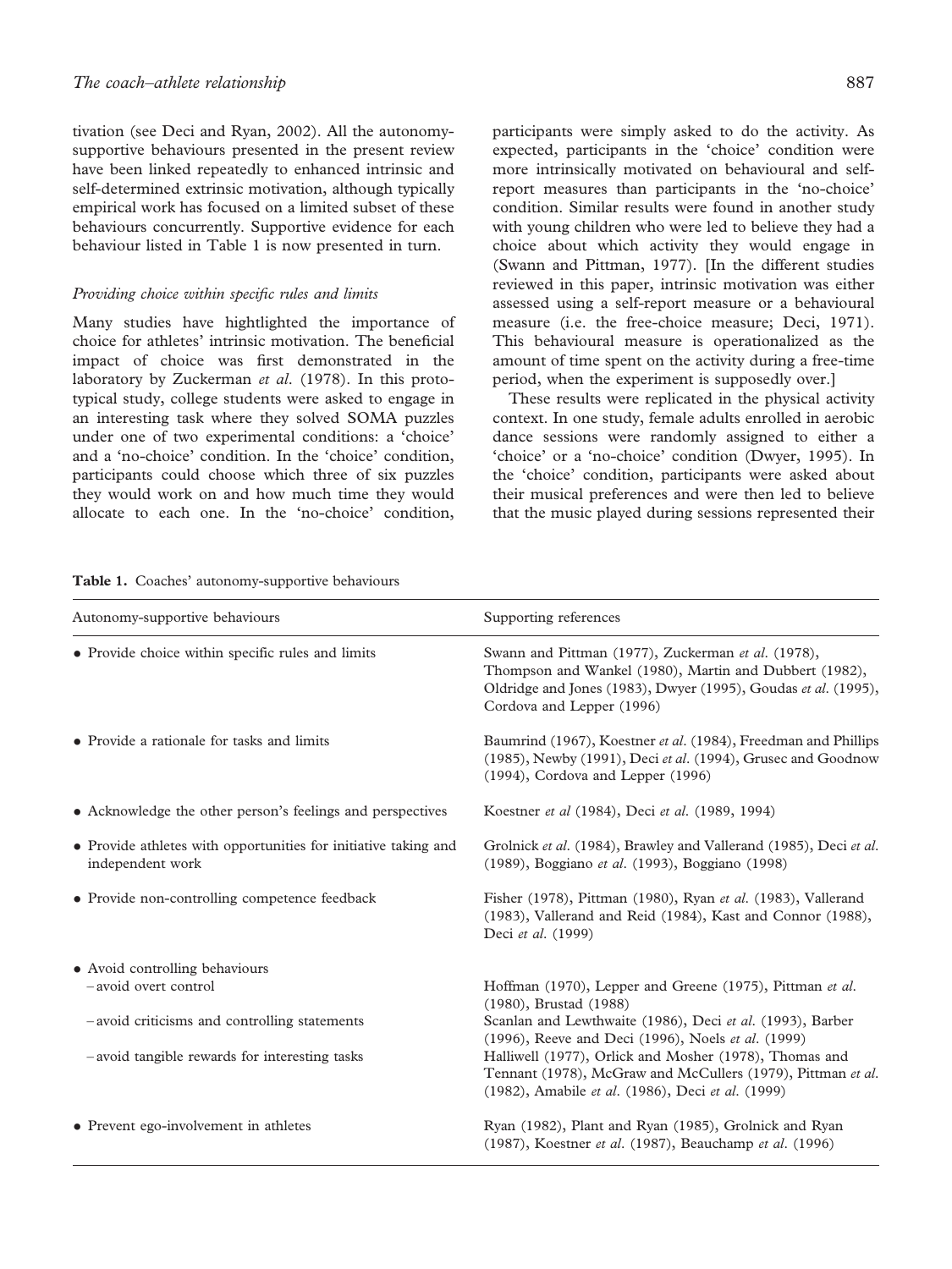tivation (see Deci and Ryan, 2002). All the autonomy-supportive behaviours presented in the present review have been linked repeatedly to enhanced intrinsic and self-determined extrinsic motivation, although typically empirical work has focused on a limited subset of these behaviours concurrently. Supportive evidence for each behaviour listed in Table 1 is now presented in turn.

### *Providing choice within specific rules and limits*

Many studies have hightlighted the importance of choice for athletes' intrinsic motivation. The beneficial impact of choice was first demonstrated in the laboratory by Zuckerman *et al*. (1978). In this prototypical study, college students were asked to engage in an interesting task where they solved SOMA puzzles under one of two experimental conditions: a 'choice' and a 'no-choice' condition. In the 'choice' condition, participants could choose which three of six puzzles they would work on and how much time they would allocate to each one. In the 'no-choice' condition, participants were simply asked to do the activity. As expected, participants in the 'choice' condition were more intrinsically motivated on behavioural and self-report measures than participants in the 'no-choice' condition. Similar results were found in another study with young children who were led to believe they had a choice about which activity they would engage in (Swann and Pittman, 1977). [In the different studies reviewed in this paper, intrinsic motivation was either assessed using a self-report measure or a behavioural measure (i.e. the free-choice measure; Deci, 1971). This behavioural measure is operationalized as the amount of time spent on the activity during a free-time period, when the experiment is supposedly over.]

These results were replicated in the physical activity context. In one study, female adults enrolled in aerobic dance sessions were randomly assigned to either a 'choice' or a 'no-choice' condition (Dwyer, 1995). In the 'choice' condition, participants were asked about their musical preferences and were then led to believe that the music played during sessions represented their

**Table 1.** Coaches' autonomy-supportive behaviours

| Autonomy-supportive behaviours | Supporting references |
|---|---|
| • Provide choice within specific rules and limits | Swann and Pittman (1977), Zuckerman *et al*. (1978), Thompson and Wankel (1980), Martin and Dubbert (1982), Oldridge and Jones (1983), Dwyer (1995), Goudas *et al*. (1995), Cordova and Lepper (1996) |
| • Provide a rationale for tasks and limits | Baumrind (1967), Koestner *et al*. (1984), Freedman and Phillips (1985), Newby (1991), Deci *et al*. (1994), Grusec and Goodnow (1994), Cordova and Lepper (1996) |
| • Acknowledge the other person's feelings and perspectives | Koestner *et al* (1984), Deci *et al*. (1989, 1994) |
| • Provide athletes with opportunities for initiative taking and independent work | Grolnick *et al*. (1984), Brawley and Vallerand (1985), Deci *et al*. (1989), Boggiano *et al*. (1993), Boggiano (1998) |
| • Provide non-controlling competence feedback | Fisher (1978), Pittman (1980), Ryan *et al*. (1983), Vallerand (1983), Vallerand and Reid (1984), Kast and Connor (1988), Deci *et al*. (1999) |
| • Avoid controlling behaviours | |
| – avoid overt control | Hoffman (1970), Lepper and Greene (1975), Pittman *et al*. (1980), Brustad (1988) |
| – avoid criticisms and controlling statements | Scanlan and Lewthwaite (1986), Deci *et al*. (1993), Barber (1996), Reeve and Deci (1996), Noels *et al*. (1999) |
| – avoid tangible rewards for interesting tasks | Halliwell (1977), Orlick and Mosher (1978), Thomas and Tennant (1978), McGraw and McCullers (1979), Pittman *et al*. (1982), Amabile *et al*. (1986), Deci *et al*. (1999) |
| • Prevent ego-involvement in athletes | Ryan (1982), Plant and Ryan (1985), Grolnick and Ryan (1987), Koestner *et al*. (1987), Beauchamp *et al*. (1996) |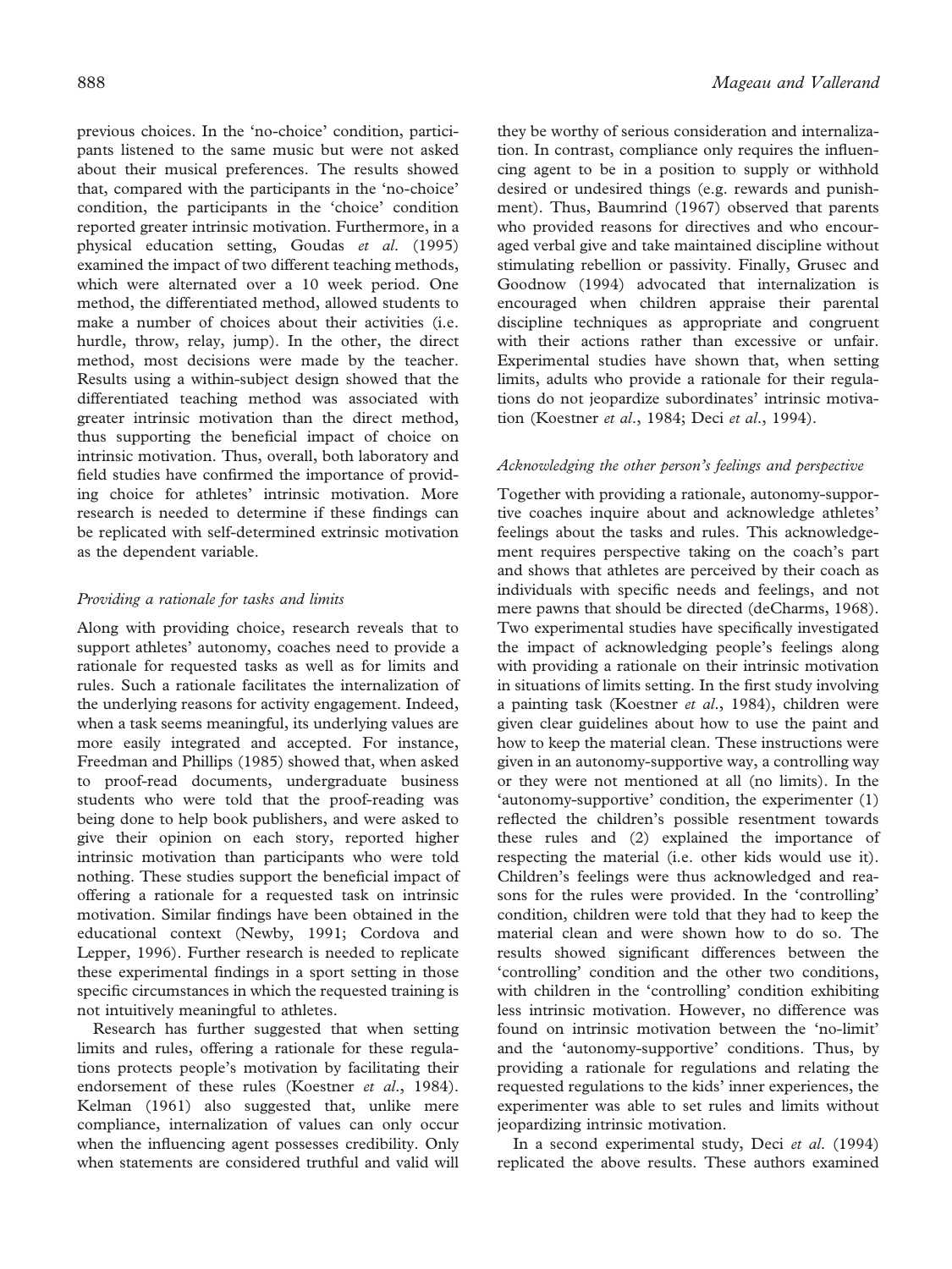previous choices. In the 'no-choice' condition, participants listened to the same music but were not asked about their musical preferences. The results showed that, compared with the participants in the 'no-choice' condition, the participants in the 'choice' condition reported greater intrinsic motivation. Furthermore, in a physical education setting, Goudas *et al.* (1995) examined the impact of two different teaching methods, which were alternated over a 10 week period. One method, the differentiated method, allowed students to make a number of choices about their activities (i.e. hurdle, throw, relay, jump). In the other, the direct method, most decisions were made by the teacher. Results using a within-subject design showed that the differentiated teaching method was associated with greater intrinsic motivation than the direct method, thus supporting the beneficial impact of choice on intrinsic motivation. Thus, overall, both laboratory and field studies have confirmed the importance of providing choice for athletes' intrinsic motivation. More research is needed to determine if these findings can be replicated with self-determined extrinsic motivation as the dependent variable.

### *Providing a rationale for tasks and limits*

Along with providing choice, research reveals that to support athletes' autonomy, coaches need to provide a rationale for requested tasks as well as for limits and rules. Such a rationale facilitates the internalization of the underlying reasons for activity engagement. Indeed, when a task seems meaningful, its underlying values are more easily integrated and accepted. For instance, Freedman and Phillips (1985) showed that, when asked to proof-read documents, undergraduate business students who were told that the proof-reading was being done to help book publishers, and were asked to give their opinion on each story, reported higher intrinsic motivation than participants who were told nothing. These studies support the beneficial impact of offering a rationale for a requested task on intrinsic motivation. Similar findings have been obtained in the educational context (Newby, 1991; Cordova and Lepper, 1996). Further research is needed to replicate these experimental findings in a sport setting in those specific circumstances in which the requested training is not intuitively meaningful to athletes.

Research has further suggested that when setting limits and rules, offering a rationale for these regulations protects people's motivation by facilitating their endorsement of these rules (Koestner *et al.*, 1984). Kelman (1961) also suggested that, unlike mere compliance, internalization of values can only occur when the influencing agent possesses credibility. Only when statements are considered truthful and valid will they be worthy of serious consideration and internalization. In contrast, compliance only requires the influencing agent to be in a position to supply or withhold desired or undesired things (e.g. rewards and punishment). Thus, Baumrind (1967) observed that parents who provided reasons for directives and who encouraged verbal give and take maintained discipline without stimulating rebellion or passivity. Finally, Grusec and Goodnow (1994) advocated that internalization is encouraged when children appraise their parental discipline techniques as appropriate and congruent with their actions rather than excessive or unfair. Experimental studies have shown that, when setting limits, adults who provide a rationale for their regulations do not jeopardize subordinates' intrinsic motivation (Koestner *et al.*, 1984; Deci *et al.*, 1994).

### *Acknowledging the other person's feelings and perspective*

Together with providing a rationale, autonomy-supportive coaches inquire about and acknowledge athletes' feelings about the tasks and rules. This acknowledgement requires perspective taking on the coach's part and shows that athletes are perceived by their coach as individuals with specific needs and feelings, and not mere pawns that should be directed (deCharms, 1968). Two experimental studies have specifically investigated the impact of acknowledging people's feelings along with providing a rationale on their intrinsic motivation in situations of limits setting. In the first study involving a painting task (Koestner *et al.*, 1984), children were given clear guidelines about how to use the paint and how to keep the material clean. These instructions were given in an autonomy-supportive way, a controlling way or they were not mentioned at all (no limits). In the 'autonomy-supportive' condition, the experimenter (1) reflected the children's possible resentment towards these rules and (2) explained the importance of respecting the material (i.e. other kids would use it). Children's feelings were thus acknowledged and reasons for the rules were provided. In the 'controlling' condition, children were told that they had to keep the material clean and were shown how to do so. The results showed significant differences between the 'controlling' condition and the other two conditions, with children in the 'controlling' condition exhibiting less intrinsic motivation. However, no difference was found on intrinsic motivation between the 'no-limit' and the 'autonomy-supportive' conditions. Thus, by providing a rationale for regulations and relating the requested regulations to the kids' inner experiences, the experimenter was able to set rules and limits without jeopardizing intrinsic motivation.

In a second experimental study, Deci *et al.* (1994) replicated the above results. These authors examined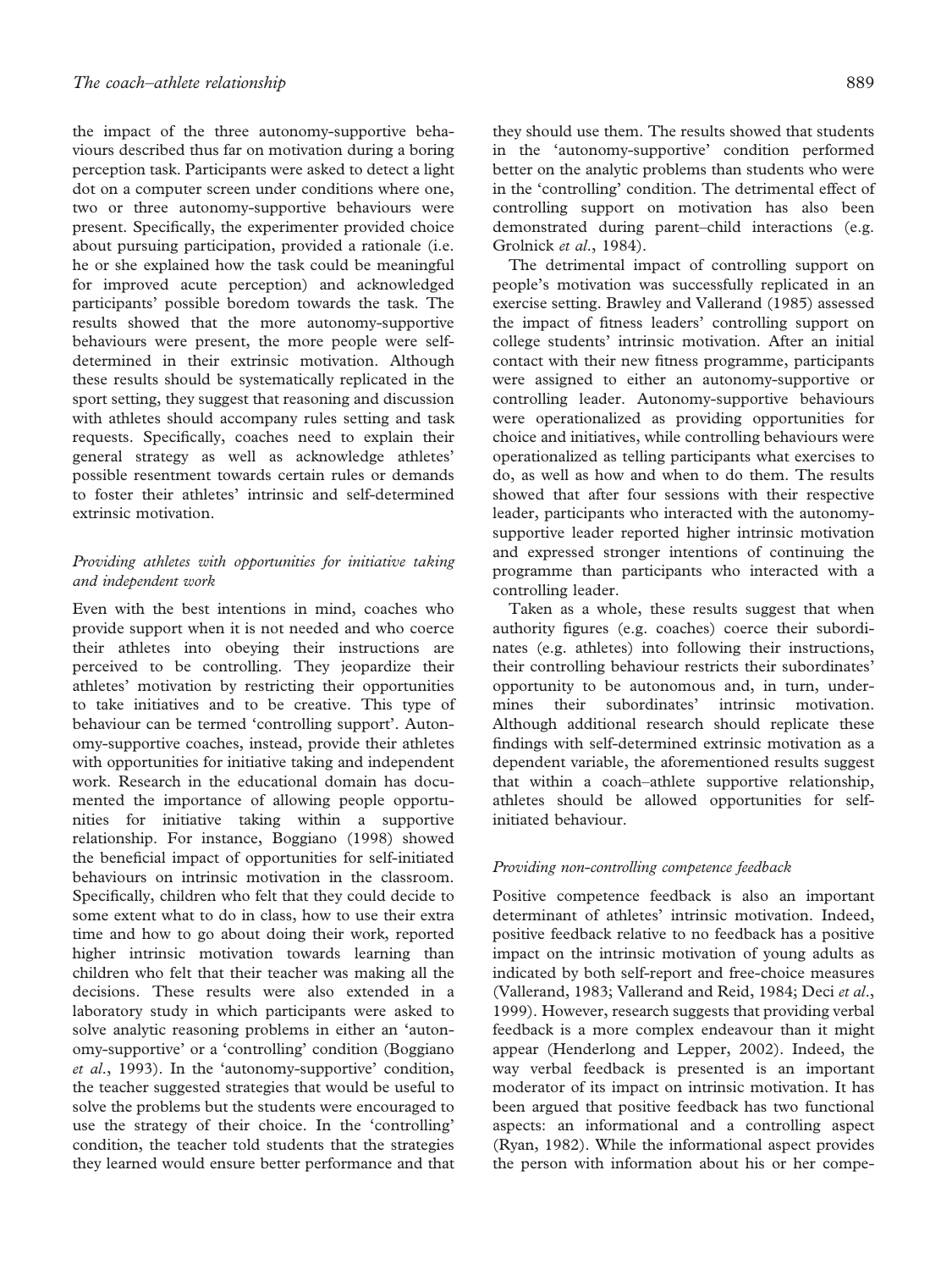the impact of the three autonomy-supportive behaviours described thus far on motivation during a boring perception task. Participants were asked to detect a light dot on a computer screen under conditions where one, two or three autonomy-supportive behaviours were present. Specifically, the experimenter provided choice about pursuing participation, provided a rationale (i.e. he or she explained how the task could be meaningful for improved acute perception) and acknowledged participants' possible boredom towards the task. The results showed that the more autonomy-supportive behaviours were present, the more people were self-determined in their extrinsic motivation. Although these results should be systematically replicated in the sport setting, they suggest that reasoning and discussion with athletes should accompany rules setting and task requests. Specifically, coaches need to explain their general strategy as well as acknowledge athletes' possible resentment towards certain rules or demands to foster their athletes' intrinsic and self-determined extrinsic motivation.

### *Providing athletes with opportunities for initiative taking and independent work*

Even with the best intentions in mind, coaches who provide support when it is not needed and who coerce their athletes into obeying their instructions are perceived to be controlling. They jeopardize their athletes' motivation by restricting their opportunities to take initiatives and to be creative. This type of behaviour can be termed 'controlling support'. Autonomy-supportive coaches, instead, provide their athletes with opportunities for initiative taking and independent work. Research in the educational domain has documented the importance of allowing people opportunities for initiative taking within a supportive relationship. For instance, Boggiano (1998) showed the beneficial impact of opportunities for self-initiated behaviours on intrinsic motivation in the classroom. Specifically, children who felt that they could decide to some extent what to do in class, how to use their extra time and how to go about doing their work, reported higher intrinsic motivation towards learning than children who felt that their teacher was making all the decisions. These results were also extended in a laboratory study in which participants were asked to solve analytic reasoning problems in either an 'autonomy-supportive' or a 'controlling' condition (Boggiano *et al*., 1993). In the 'autonomy-supportive' condition, the teacher suggested strategies that would be useful to solve the problems but the students were encouraged to use the strategy of their choice. In the 'controlling' condition, the teacher told students that the strategies they learned would ensure better performance and that they should use them. The results showed that students in the 'autonomy-supportive' condition performed better on the analytic problems than students who were in the 'controlling' condition. The detrimental effect of controlling support on motivation has also been demonstrated during parent–child interactions (e.g. Grolnick *et al*., 1984).

The detrimental impact of controlling support on people's motivation was successfully replicated in an exercise setting. Brawley and Vallerand (1985) assessed the impact of fitness leaders' controlling support on college students' intrinsic motivation. After an initial contact with their new fitness programme, participants were assigned to either an autonomy-supportive or controlling leader. Autonomy-supportive behaviours were operationalized as providing opportunities for choice and initiatives, while controlling behaviours were operationalized as telling participants what exercises to do, as well as how and when to do them. The results showed that after four sessions with their respective leader, participants who interacted with the autonomy-supportive leader reported higher intrinsic motivation and expressed stronger intentions of continuing the programme than participants who interacted with a controlling leader.

Taken as a whole, these results suggest that when authority figures (e.g. coaches) coerce their subordinates (e.g. athletes) into following their instructions, their controlling behaviour restricts their subordinates' opportunity to be autonomous and, in turn, undermines their subordinates' intrinsic motivation. Although additional research should replicate these findings with self-determined extrinsic motivation as a dependent variable, the aforementioned results suggest that within a coach–athlete supportive relationship, athletes should be allowed opportunities for self-initiated behaviour.

### *Providing non-controlling competence feedback*

Positive competence feedback is also an important determinant of athletes' intrinsic motivation. Indeed, positive feedback relative to no feedback has a positive impact on the intrinsic motivation of young adults as indicated by both self-report and free-choice measures (Vallerand, 1983; Vallerand and Reid, 1984; Deci *et al*., 1999). However, research suggests that providing verbal feedback is a more complex endeavour than it might appear (Henderlong and Lepper, 2002). Indeed, the way verbal feedback is presented is an important moderator of its impact on intrinsic motivation. It has been argued that positive feedback has two functional aspects: an informational and a controlling aspect (Ryan, 1982). While the informational aspect provides the person with information about his or her compe-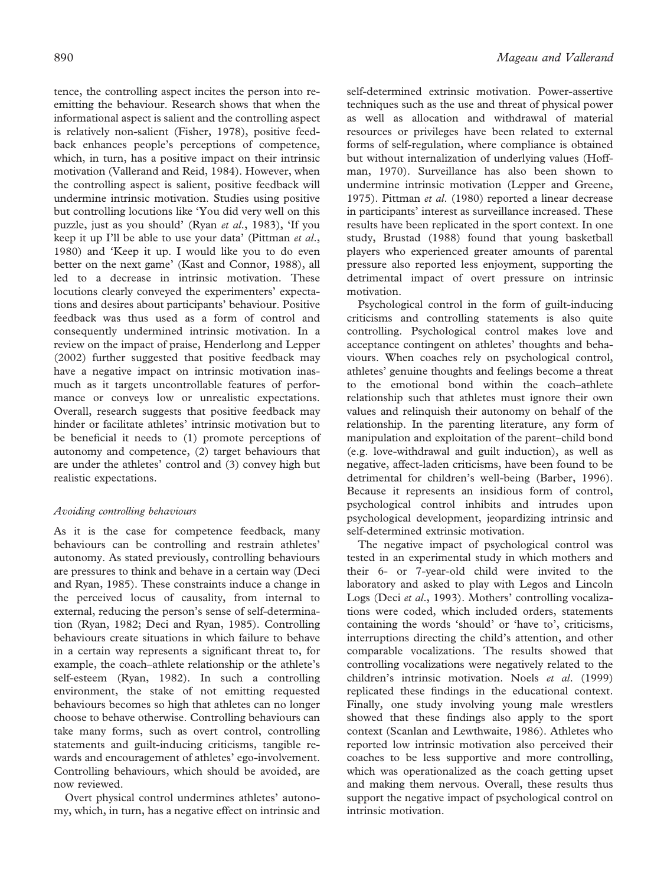tence, the controlling aspect incites the person into re-emitting the behaviour. Research shows that when the informational aspect is salient and the controlling aspect is relatively non-salient (Fisher, 1978), positive feedback enhances people's perceptions of competence, which, in turn, has a positive impact on their intrinsic motivation (Vallerand and Reid, 1984). However, when the controlling aspect is salient, positive feedback will undermine intrinsic motivation. Studies using positive but controlling locutions like 'You did very well on this puzzle, just as you should' (Ryan *et al.*, 1983), 'If you keep it up I'll be able to use your data' (Pittman *et al.*, 1980) and 'Keep it up. I would like you to do even better on the next game' (Kast and Connor, 1988), all led to a decrease in intrinsic motivation. These locutions clearly conveyed the experimenters' expectations and desires about participants' behaviour. Positive feedback was thus used as a form of control and consequently undermined intrinsic motivation. In a review on the impact of praise, Henderlong and Lepper (2002) further suggested that positive feedback may have a negative impact on intrinsic motivation inasmuch as it targets uncontrollable features of performance or conveys low or unrealistic expectations. Overall, research suggests that positive feedback may hinder or facilitate athletes' intrinsic motivation but to be beneficial it needs to (1) promote perceptions of autonomy and competence, (2) target behaviours that are under the athletes' control and (3) convey high but realistic expectations.

*Avoiding controlling behaviours*

As it is the case for competence feedback, many behaviours can be controlling and restrain athletes' autonomy. As stated previously, controlling behaviours are pressures to think and behave in a certain way (Deci and Ryan, 1985). These constraints induce a change in the perceived locus of causality, from internal to external, reducing the person's sense of self-determination (Ryan, 1982; Deci and Ryan, 1985). Controlling behaviours create situations in which failure to behave in a certain way represents a significant threat to, for example, the coach–athlete relationship or the athlete's self-esteem (Ryan, 1982). In such a controlling environment, the stake of not emitting requested behaviours becomes so high that athletes can no longer choose to behave otherwise. Controlling behaviours can take many forms, such as overt control, controlling statements and guilt-inducing criticisms, tangible rewards and encouragement of athletes' ego-involvement. Controlling behaviours, which should be avoided, are now reviewed.

Overt physical control undermines athletes' autonomy, which, in turn, has a negative effect on intrinsic and self-determined extrinsic motivation. Power-assertive techniques such as the use and threat of physical power as well as allocation and withdrawal of material resources or privileges have been related to external forms of self-regulation, where compliance is obtained but without internalization of underlying values (Hoffman, 1970). Surveillance has also been shown to undermine intrinsic motivation (Lepper and Greene, 1975). Pittman *et al.* (1980) reported a linear decrease in participants' interest as surveillance increased. These results have been replicated in the sport context. In one study, Brustad (1988) found that young basketball players who experienced greater amounts of parental pressure also reported less enjoyment, supporting the detrimental impact of overt pressure on intrinsic motivation.

Psychological control in the form of guilt-inducing criticisms and controlling statements is also quite controlling. Psychological control makes love and acceptance contingent on athletes' thoughts and behaviours. When coaches rely on psychological control, athletes' genuine thoughts and feelings become a threat to the emotional bond within the coach–athlete relationship such that athletes must ignore their own values and relinquish their autonomy on behalf of the relationship. In the parenting literature, any form of manipulation and exploitation of the parent–child bond (e.g. love-withdrawal and guilt induction), as well as negative, affect-laden criticisms, have been found to be detrimental for children's well-being (Barber, 1996). Because it represents an insidious form of control, psychological control inhibits and intrudes upon psychological development, jeopardizing intrinsic and self-determined extrinsic motivation.

The negative impact of psychological control was tested in an experimental study in which mothers and their 6- or 7-year-old child were invited to the laboratory and asked to play with Legos and Lincoln Logs (Deci *et al.*, 1993). Mothers' controlling vocalizations were coded, which included orders, statements containing the words 'should' or 'have to', criticisms, interruptions directing the child's attention, and other comparable vocalizations. The results showed that controlling vocalizations were negatively related to the children's intrinsic motivation. Noels *et al.* (1999) replicated these findings in the educational context. Finally, one study involving young male wrestlers showed that these findings also apply to the sport context (Scanlan and Lewthwaite, 1986). Athletes who reported low intrinsic motivation also perceived their coaches to be less supportive and more controlling, which was operationalized as the coach getting upset and making them nervous. Overall, these results thus support the negative impact of psychological control on intrinsic motivation.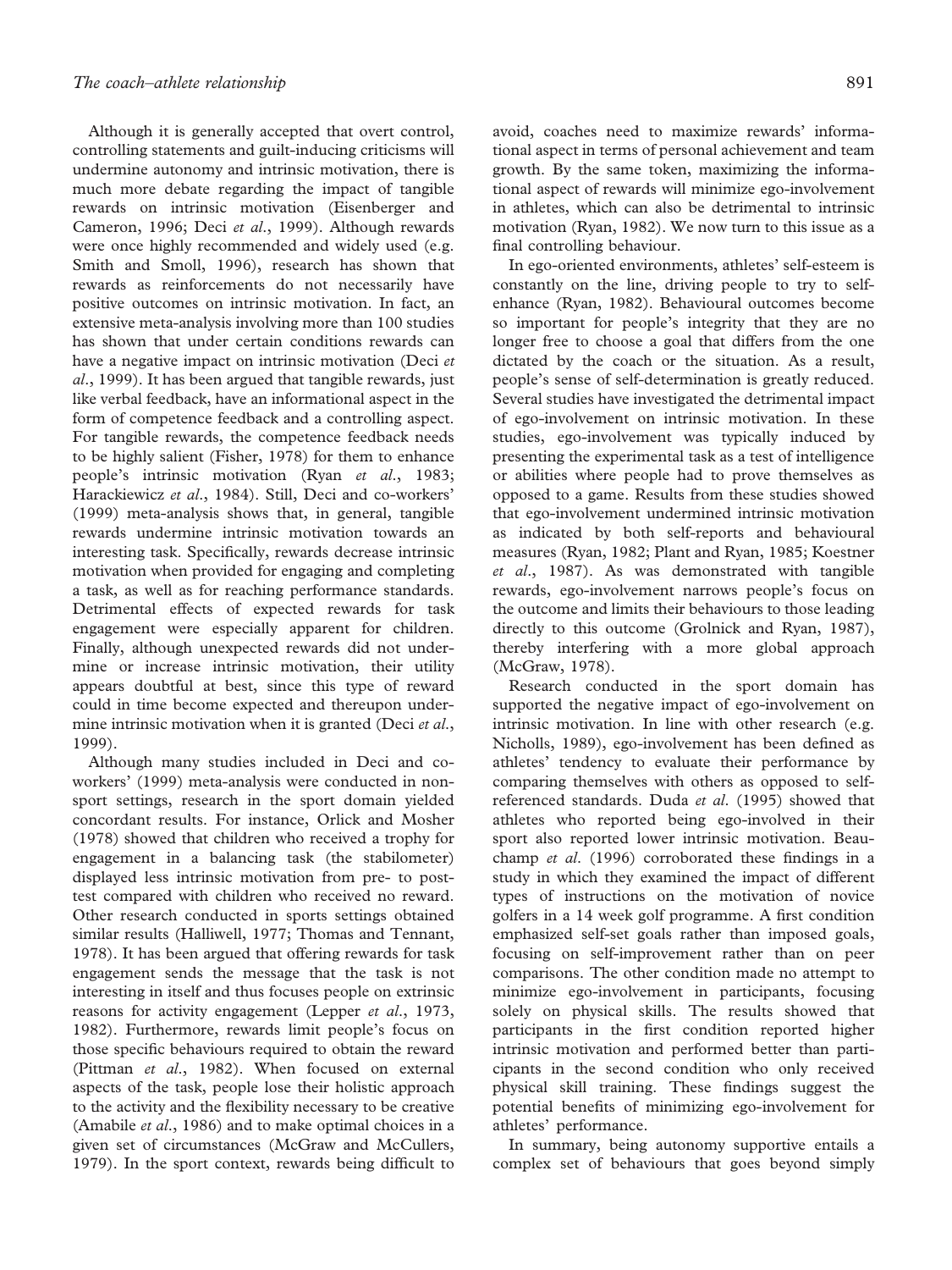Although it is generally accepted that overt control, controlling statements and guilt-inducing criticisms will undermine autonomy and intrinsic motivation, there is much more debate regarding the impact of tangible rewards on intrinsic motivation (Eisenberger and Cameron, 1996; Deci *et al.*, 1999). Although rewards were once highly recommended and widely used (e.g. Smith and Smoll, 1996), research has shown that rewards as reinforcements do not necessarily have positive outcomes on intrinsic motivation. In fact, an extensive meta-analysis involving more than 100 studies has shown that under certain conditions rewards can have a negative impact on intrinsic motivation (Deci *et al.*, 1999). It has been argued that tangible rewards, just like verbal feedback, have an informational aspect in the form of competence feedback and a controlling aspect. For tangible rewards, the competence feedback needs to be highly salient (Fisher, 1978) for them to enhance people's intrinsic motivation (Ryan *et al.*, 1983; Harackiewicz *et al.*, 1984). Still, Deci and co-workers' (1999) meta-analysis shows that, in general, tangible rewards undermine intrinsic motivation towards an interesting task. Specifically, rewards decrease intrinsic motivation when provided for engaging and completing a task, as well as for reaching performance standards. Detrimental effects of expected rewards for task engagement were especially apparent for children. Finally, although unexpected rewards did not undermine or increase intrinsic motivation, their utility appears doubtful at best, since this type of reward could in time become expected and thereupon undermine intrinsic motivation when it is granted (Deci *et al.*, 1999).

Although many studies included in Deci and co-workers' (1999) meta-analysis were conducted in non-sport settings, research in the sport domain yielded concordant results. For instance, Orlick and Mosher (1978) showed that children who received a trophy for engagement in a balancing task (the stabilometer) displayed less intrinsic motivation from pre- to post-test compared with children who received no reward. Other research conducted in sports settings obtained similar results (Halliwell, 1977; Thomas and Tennant, 1978). It has been argued that offering rewards for task engagement sends the message that the task is not interesting in itself and thus focuses people on extrinsic reasons for activity engagement (Lepper *et al.*, 1973, 1982). Furthermore, rewards limit people's focus on those specific behaviours required to obtain the reward (Pittman *et al.*, 1982). When focused on external aspects of the task, people lose their holistic approach to the activity and the flexibility necessary to be creative (Amabile *et al.*, 1986) and to make optimal choices in a given set of circumstances (McGraw and McCullers, 1979). In the sport context, rewards being difficult to avoid, coaches need to maximize rewards' informational aspect in terms of personal achievement and team growth. By the same token, maximizing the informational aspect of rewards will minimize ego-involvement in athletes, which can also be detrimental to intrinsic motivation (Ryan, 1982). We now turn to this issue as a final controlling behaviour.

In ego-oriented environments, athletes' self-esteem is constantly on the line, driving people to try to self-enhance (Ryan, 1982). Behavioural outcomes become so important for people's integrity that they are no longer free to choose a goal that differs from the one dictated by the coach or the situation. As a result, people's sense of self-determination is greatly reduced. Several studies have investigated the detrimental impact of ego-involvement on intrinsic motivation. In these studies, ego-involvement was typically induced by presenting the experimental task as a test of intelligence or abilities where people had to prove themselves as opposed to a game. Results from these studies showed that ego-involvement undermined intrinsic motivation as indicated by both self-reports and behavioural measures (Ryan, 1982; Plant and Ryan, 1985; Koestner *et al.*, 1987). As was demonstrated with tangible rewards, ego-involvement narrows people's focus on the outcome and limits their behaviours to those leading directly to this outcome (Grolnick and Ryan, 1987), thereby interfering with a more global approach (McGraw, 1978).

Research conducted in the sport domain has supported the negative impact of ego-involvement on intrinsic motivation. In line with other research (e.g. Nicholls, 1989), ego-involvement has been defined as athletes' tendency to evaluate their performance by comparing themselves with others as opposed to self-referenced standards. Duda *et al.* (1995) showed that athletes who reported being ego-involved in their sport also reported lower intrinsic motivation. Beauchamp *et al.* (1996) corroborated these findings in a study in which they examined the impact of different types of instructions on the motivation of novice golfers in a 14 week golf programme. A first condition emphasized self-set goals rather than imposed goals, focusing on self-improvement rather than on peer comparisons. The other condition made no attempt to minimize ego-involvement in participants, focusing solely on physical skills. The results showed that participants in the first condition reported higher intrinsic motivation and performed better than participants in the second condition who only received physical skill training. These findings suggest the potential benefits of minimizing ego-involvement for athletes' performance.

In summary, being autonomy supportive entails a complex set of behaviours that goes beyond simply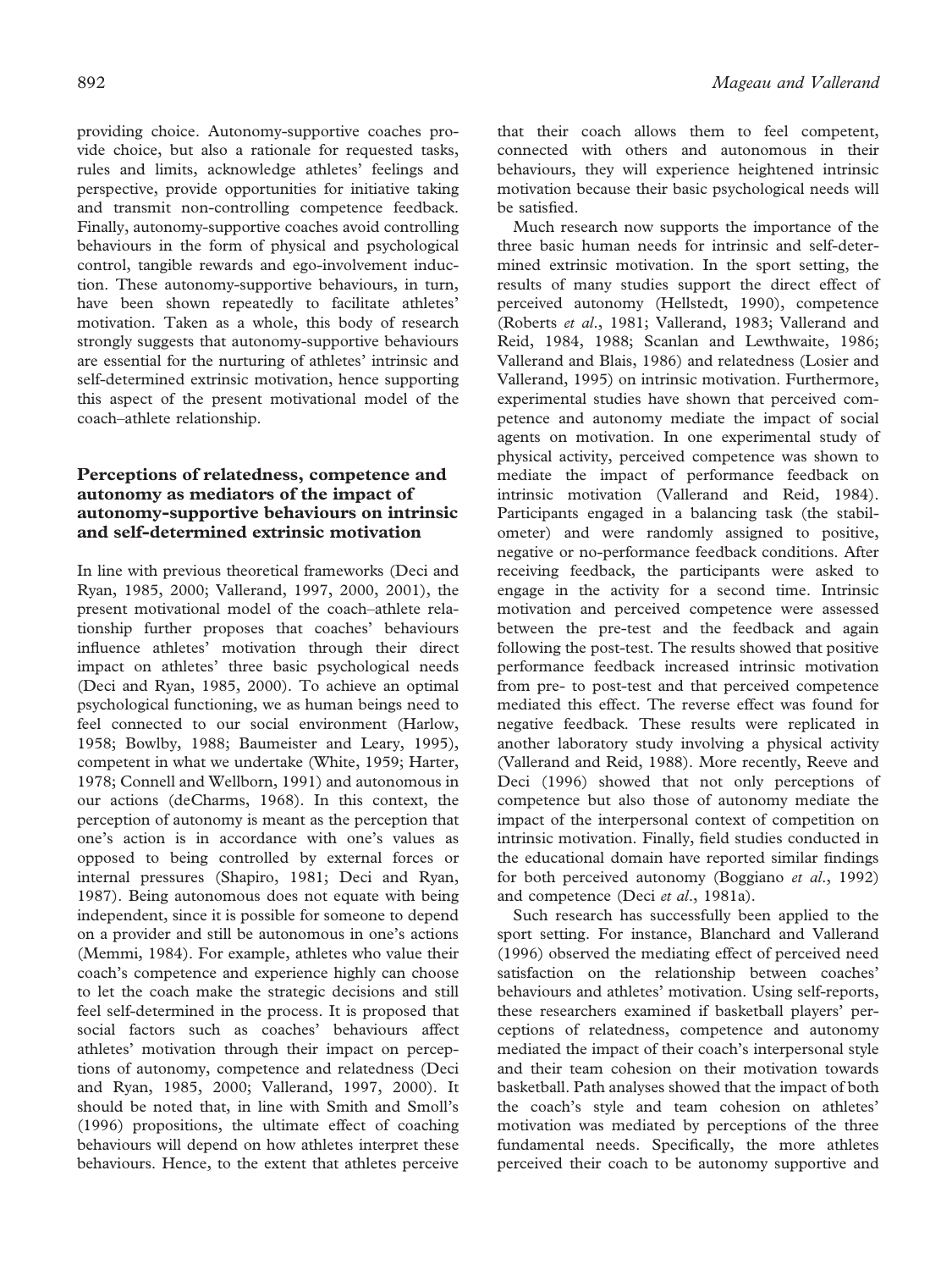providing choice. Autonomy-supportive coaches provide choice, but also a rationale for requested tasks, rules and limits, acknowledge athletes' feelings and perspective, provide opportunities for initiative taking and transmit non-controlling competence feedback. Finally, autonomy-supportive coaches avoid controlling behaviours in the form of physical and psychological control, tangible rewards and ego-involvement induction. These autonomy-supportive behaviours, in turn, have been shown repeatedly to facilitate athletes' motivation. Taken as a whole, this body of research strongly suggests that autonomy-supportive behaviours are essential for the nurturing of athletes' intrinsic and self-determined extrinsic motivation, hence supporting this aspect of the present motivational model of the coach–athlete relationship.

### Perceptions of relatedness, competence and autonomy as mediators of the impact of autonomy-supportive behaviours on intrinsic and self-determined extrinsic motivation

In line with previous theoretical frameworks (Deci and Ryan, 1985, 2000; Vallerand, 1997, 2000, 2001), the present motivational model of the coach–athlete relationship further proposes that coaches' behaviours influence athletes' motivation through their direct impact on athletes' three basic psychological needs (Deci and Ryan, 1985, 2000). To achieve an optimal psychological functioning, we as human beings need to feel connected to our social environment (Harlow, 1958; Bowlby, 1988; Baumeister and Leary, 1995), competent in what we undertake (White, 1959; Harter, 1978; Connell and Wellborn, 1991) and autonomous in our actions (deCharms, 1968). In this context, the perception of autonomy is meant as the perception that one's action is in accordance with one's values as opposed to being controlled by external forces or internal pressures (Shapiro, 1981; Deci and Ryan, 1987). Being autonomous does not equate with being independent, since it is possible for someone to depend on a provider and still be autonomous in one's actions (Memmi, 1984). For example, athletes who value their coach's competence and experience highly can choose to let the coach make the strategic decisions and still feel self-determined in the process. It is proposed that social factors such as coaches' behaviours affect athletes' motivation through their impact on perceptions of autonomy, competence and relatedness (Deci and Ryan, 1985, 2000; Vallerand, 1997, 2000). It should be noted that, in line with Smith and Smoll's (1996) propositions, the ultimate effect of coaching behaviours will depend on how athletes interpret these behaviours. Hence, to the extent that athletes perceive that their coach allows them to feel competent, connected with others and autonomous in their behaviours, they will experience heightened intrinsic motivation because their basic psychological needs will be satisfied.

Much research now supports the importance of the three basic human needs for intrinsic and self-determined extrinsic motivation. In the sport setting, the results of many studies support the direct effect of perceived autonomy (Hellstedt, 1990), competence (Roberts *et al*., 1981; Vallerand, 1983; Vallerand and Reid, 1984, 1988; Scanlan and Lewthwaite, 1986; Vallerand and Blais, 1986) and relatedness (Losier and Vallerand, 1995) on intrinsic motivation. Furthermore, experimental studies have shown that perceived competence and autonomy mediate the impact of social agents on motivation. In one experimental study of physical activity, perceived competence was shown to mediate the impact of performance feedback on intrinsic motivation (Vallerand and Reid, 1984). Participants engaged in a balancing task (the stabilometer) and were randomly assigned to positive, negative or no-performance feedback conditions. After receiving feedback, the participants were asked to engage in the activity for a second time. Intrinsic motivation and perceived competence were assessed between the pre-test and the feedback and again following the post-test. The results showed that positive performance feedback increased intrinsic motivation from pre- to post-test and that perceived competence mediated this effect. The reverse effect was found for negative feedback. These results were replicated in another laboratory study involving a physical activity (Vallerand and Reid, 1988). More recently, Reeve and Deci (1996) showed that not only perceptions of competence but also those of autonomy mediate the impact of the interpersonal context of competition on intrinsic motivation. Finally, field studies conducted in the educational domain have reported similar findings for both perceived autonomy (Boggiano *et al*., 1992) and competence (Deci *et al*., 1981a).

Such research has successfully been applied to the sport setting. For instance, Blanchard and Vallerand (1996) observed the mediating effect of perceived need satisfaction on the relationship between coaches' behaviours and athletes' motivation. Using self-reports, these researchers examined if basketball players' perceptions of relatedness, competence and autonomy mediated the impact of their coach's interpersonal style and their team cohesion on their motivation towards basketball. Path analyses showed that the impact of both the coach's style and team cohesion on athletes' motivation was mediated by perceptions of the three fundamental needs. Specifically, the more athletes perceived their coach to be autonomy supportive and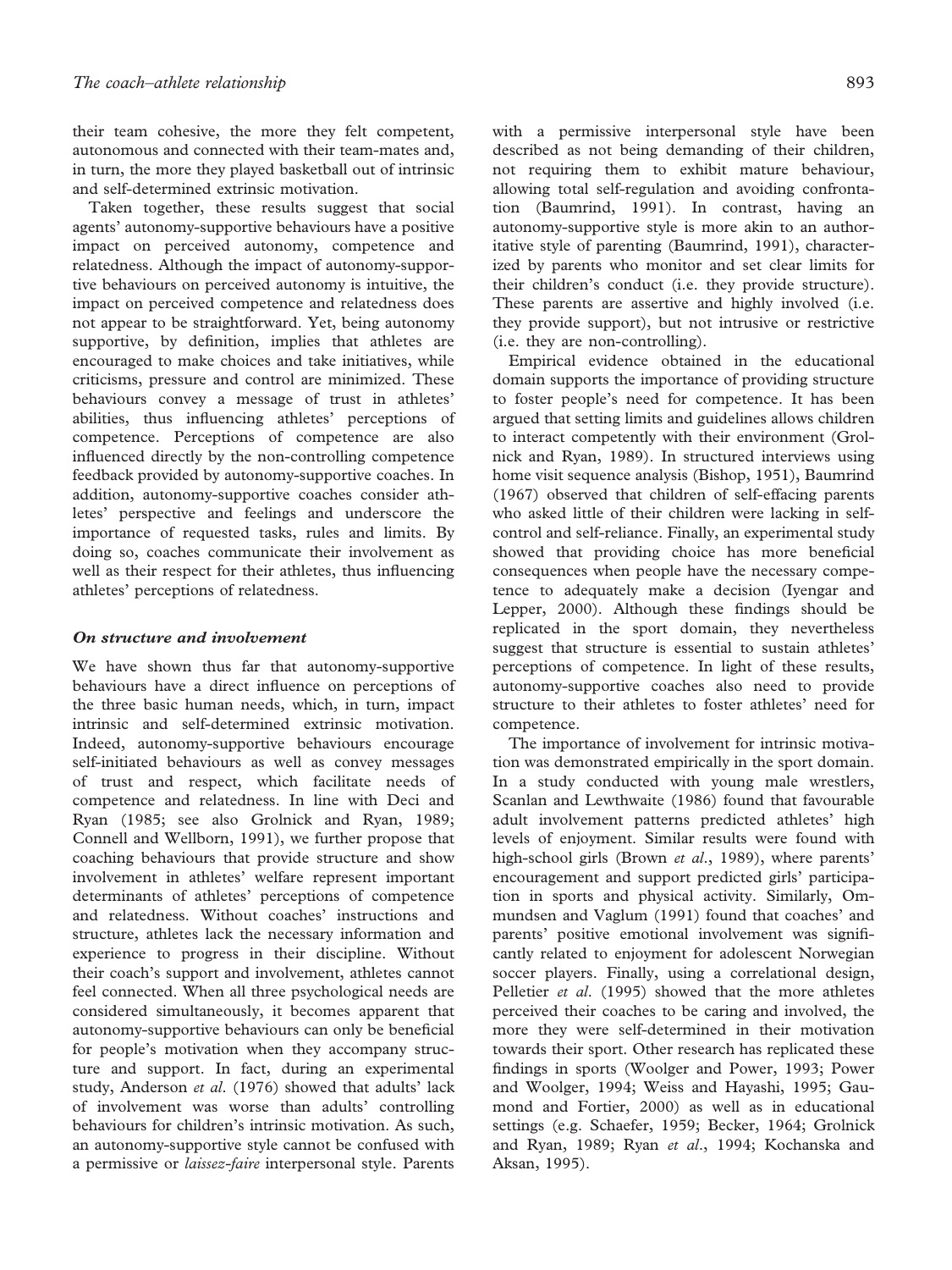their team cohesive, the more they felt competent, autonomous and connected with their team-mates and, in turn, the more they played basketball out of intrinsic and self-determined extrinsic motivation.

Taken together, these results suggest that social agents' autonomy-supportive behaviours have a positive impact on perceived autonomy, competence and relatedness. Although the impact of autonomy-supportive behaviours on perceived autonomy is intuitive, the impact on perceived competence and relatedness does not appear to be straightforward. Yet, being autonomy supportive, by definition, implies that athletes are encouraged to make choices and take initiatives, while criticisms, pressure and control are minimized. These behaviours convey a message of trust in athletes' abilities, thus influencing athletes' perceptions of competence. Perceptions of competence are also influenced directly by the non-controlling competence feedback provided by autonomy-supportive coaches. In addition, autonomy-supportive coaches consider athletes' perspective and feelings and underscore the importance of requested tasks, rules and limits. By doing so, coaches communicate their involvement as well as their respect for their athletes, thus influencing athletes' perceptions of relatedness.

### *On structure and involvement*

We have shown thus far that autonomy-supportive behaviours have a direct influence on perceptions of the three basic human needs, which, in turn, impact intrinsic and self-determined extrinsic motivation. Indeed, autonomy-supportive behaviours encourage self-initiated behaviours as well as convey messages of trust and respect, which facilitate needs of competence and relatedness. In line with Deci and Ryan (1985; see also Grolnick and Ryan, 1989; Connell and Wellborn, 1991), we further propose that coaching behaviours that provide structure and show involvement in athletes' welfare represent important determinants of athletes' perceptions of competence and relatedness. Without coaches' instructions and structure, athletes lack the necessary information and experience to progress in their discipline. Without their coach's support and involvement, athletes cannot feel connected. When all three psychological needs are considered simultaneously, it becomes apparent that autonomy-supportive behaviours can only be beneficial for people's motivation when they accompany structure and support. In fact, during an experimental study, Anderson *et al.* (1976) showed that adults' lack of involvement was worse than adults' controlling behaviours for children's intrinsic motivation. As such, an autonomy-supportive style cannot be confused with a permissive or *laissez-faire* interpersonal style. Parents with a permissive interpersonal style have been described as not being demanding of their children, not requiring them to exhibit mature behaviour, allowing total self-regulation and avoiding confrontation (Baumrind, 1991). In contrast, having an autonomy-supportive style is more akin to an authoritative style of parenting (Baumrind, 1991), characterized by parents who monitor and set clear limits for their children's conduct (i.e. they provide structure). These parents are assertive and highly involved (i.e. they provide support), but not intrusive or restrictive (i.e. they are non-controlling).

Empirical evidence obtained in the educational domain supports the importance of providing structure to foster people's need for competence. It has been argued that setting limits and guidelines allows children to interact competently with their environment (Grolnick and Ryan, 1989). In structured interviews using home visit sequence analysis (Bishop, 1951), Baumrind (1967) observed that children of self-effacing parents who asked little of their children were lacking in self-control and self-reliance. Finally, an experimental study showed that providing choice has more beneficial consequences when people have the necessary competence to adequately make a decision (Iyengar and Lepper, 2000). Although these findings should be replicated in the sport domain, they nevertheless suggest that structure is essential to sustain athletes' perceptions of competence. In light of these results, autonomy-supportive coaches also need to provide structure to their athletes to foster athletes' need for competence.

The importance of involvement for intrinsic motivation was demonstrated empirically in the sport domain. In a study conducted with young male wrestlers, Scanlan and Lewthwaite (1986) found that favourable adult involvement patterns predicted athletes' high levels of enjoyment. Similar results were found with high-school girls (Brown *et al.*, 1989), where parents' encouragement and support predicted girls' participation in sports and physical activity. Similarly, Ommundsen and Vaglum (1991) found that coaches' and parents' positive emotional involvement was significantly related to enjoyment for adolescent Norwegian soccer players. Finally, using a correlational design, Pelletier *et al.* (1995) showed that the more athletes perceived their coaches to be caring and involved, the more they were self-determined in their motivation towards their sport. Other research has replicated these findings in sports (Woolger and Power, 1993; Power and Woolger, 1994; Weiss and Hayashi, 1995; Gaumond and Fortier, 2000) as well as in educational settings (e.g. Schaefer, 1959; Becker, 1964; Grolnick and Ryan, 1989; Ryan *et al.*, 1994; Kochanska and Aksan, 1995).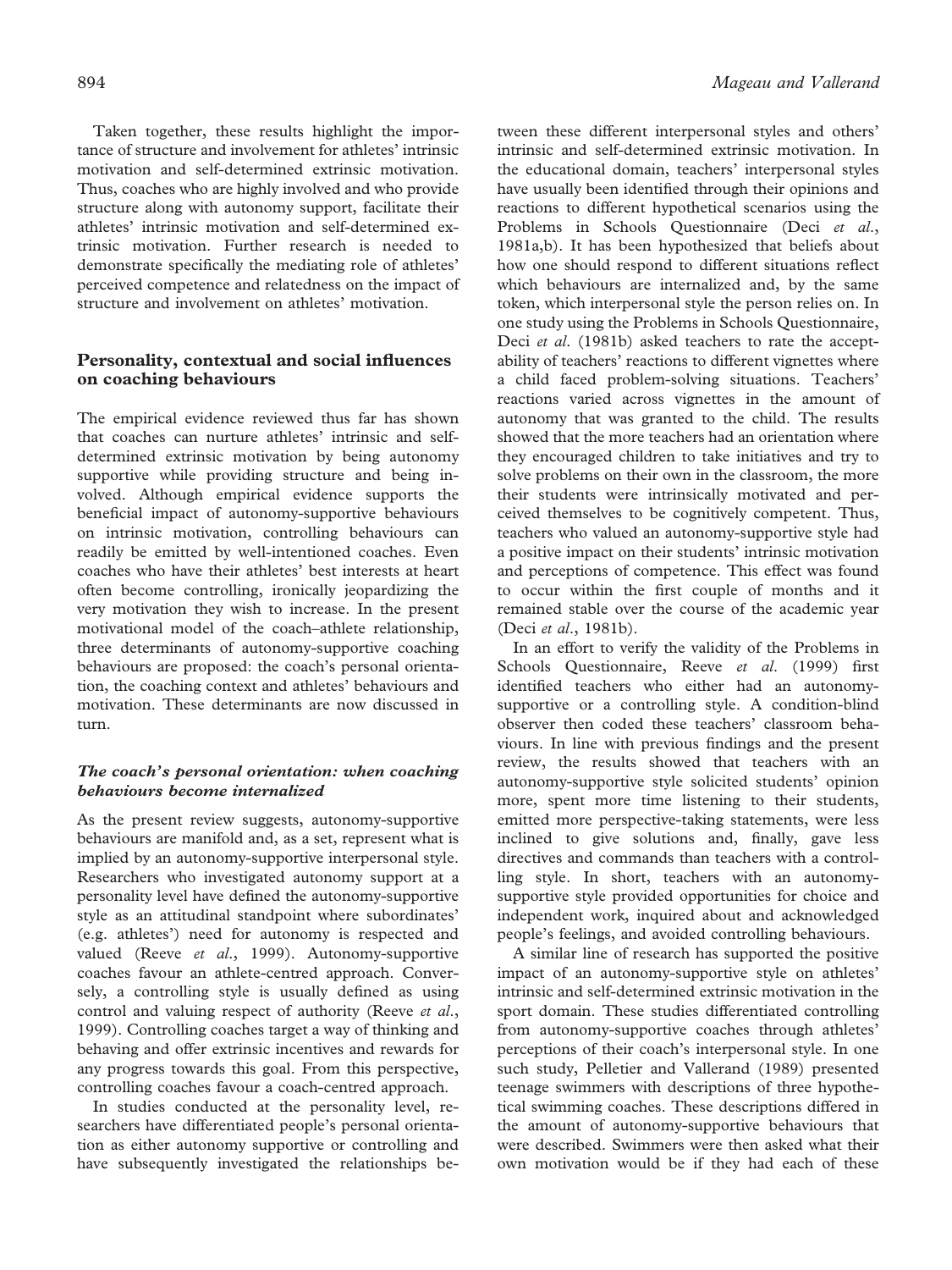Taken together, these results highlight the importance of structure and involvement for athletes' intrinsic motivation and self-determined extrinsic motivation. Thus, coaches who are highly involved and who provide structure along with autonomy support, facilitate their athletes' intrinsic motivation and self-determined extrinsic motivation. Further research is needed to demonstrate specifically the mediating role of athletes' perceived competence and relatedness on the impact of structure and involvement on athletes' motivation.

## Personality, contextual and social influences on coaching behaviours

The empirical evidence reviewed thus far has shown that coaches can nurture athletes' intrinsic and self-determined extrinsic motivation by being autonomy supportive while providing structure and being involved. Although empirical evidence supports the beneficial impact of autonomy-supportive behaviours on intrinsic motivation, controlling behaviours can readily be emitted by well-intentioned coaches. Even coaches who have their athletes' best interests at heart often become controlling, ironically jeopardizing the very motivation they wish to increase. In the present motivational model of the coach–athlete relationship, three determinants of autonomy-supportive coaching behaviours are proposed: the coach's personal orientation, the coaching context and athletes' behaviours and motivation. These determinants are now discussed in turn.

### *The coach's personal orientation: when coaching behaviours become internalized*

As the present review suggests, autonomy-supportive behaviours are manifold and, as a set, represent what is implied by an autonomy-supportive interpersonal style. Researchers who investigated autonomy support at a personality level have defined the autonomy-supportive style as an attitudinal standpoint where subordinates' (e.g. athletes') need for autonomy is respected and valued (Reeve *et al*., 1999). Autonomy-supportive coaches favour an athlete-centred approach. Conversely, a controlling style is usually defined as using control and valuing respect of authority (Reeve *et al*., 1999). Controlling coaches target a way of thinking and behaving and offer extrinsic incentives and rewards for any progress towards this goal. From this perspective, controlling coaches favour a coach-centred approach.

In studies conducted at the personality level, researchers have differentiated people's personal orientation as either autonomy supportive or controlling and have subsequently investigated the relationships between these different interpersonal styles and others' intrinsic and self-determined extrinsic motivation. In the educational domain, teachers' interpersonal styles have usually been identified through their opinions and reactions to different hypothetical scenarios using the Problems in Schools Questionnaire (Deci *et al*., 1981a,b). It has been hypothesized that beliefs about how one should respond to different situations reflect which behaviours are internalized and, by the same token, which interpersonal style the person relies on. In one study using the Problems in Schools Questionnaire, Deci *et al*. (1981b) asked teachers to rate the acceptability of teachers' reactions to different vignettes where a child faced problem-solving situations. Teachers' reactions varied across vignettes in the amount of autonomy that was granted to the child. The results showed that the more teachers had an orientation where they encouraged children to take initiatives and try to solve problems on their own in the classroom, the more their students were intrinsically motivated and perceived themselves to be cognitively competent. Thus, teachers who valued an autonomy-supportive style had a positive impact on their students' intrinsic motivation and perceptions of competence. This effect was found to occur within the first couple of months and it remained stable over the course of the academic year (Deci *et al*., 1981b).

In an effort to verify the validity of the Problems in Schools Questionnaire, Reeve *et al*. (1999) first identified teachers who either had an autonomy-supportive or a controlling style. A condition-blind observer then coded these teachers' classroom behaviours. In line with previous findings and the present review, the results showed that teachers with an autonomy-supportive style solicited students' opinion more, spent more time listening to their students, emitted more perspective-taking statements, were less inclined to give solutions and, finally, gave less directives and commands than teachers with a controlling style. In short, teachers with an autonomy-supportive style provided opportunities for choice and independent work, inquired about and acknowledged people's feelings, and avoided controlling behaviours.

A similar line of research has supported the positive impact of an autonomy-supportive style on athletes' intrinsic and self-determined extrinsic motivation in the sport domain. These studies differentiated controlling from autonomy-supportive coaches through athletes' perceptions of their coach's interpersonal style. In one such study, Pelletier and Vallerand (1989) presented teenage swimmers with descriptions of three hypothetical swimming coaches. These descriptions differed in the amount of autonomy-supportive behaviours that were described. Swimmers were then asked what their own motivation would be if they had each of these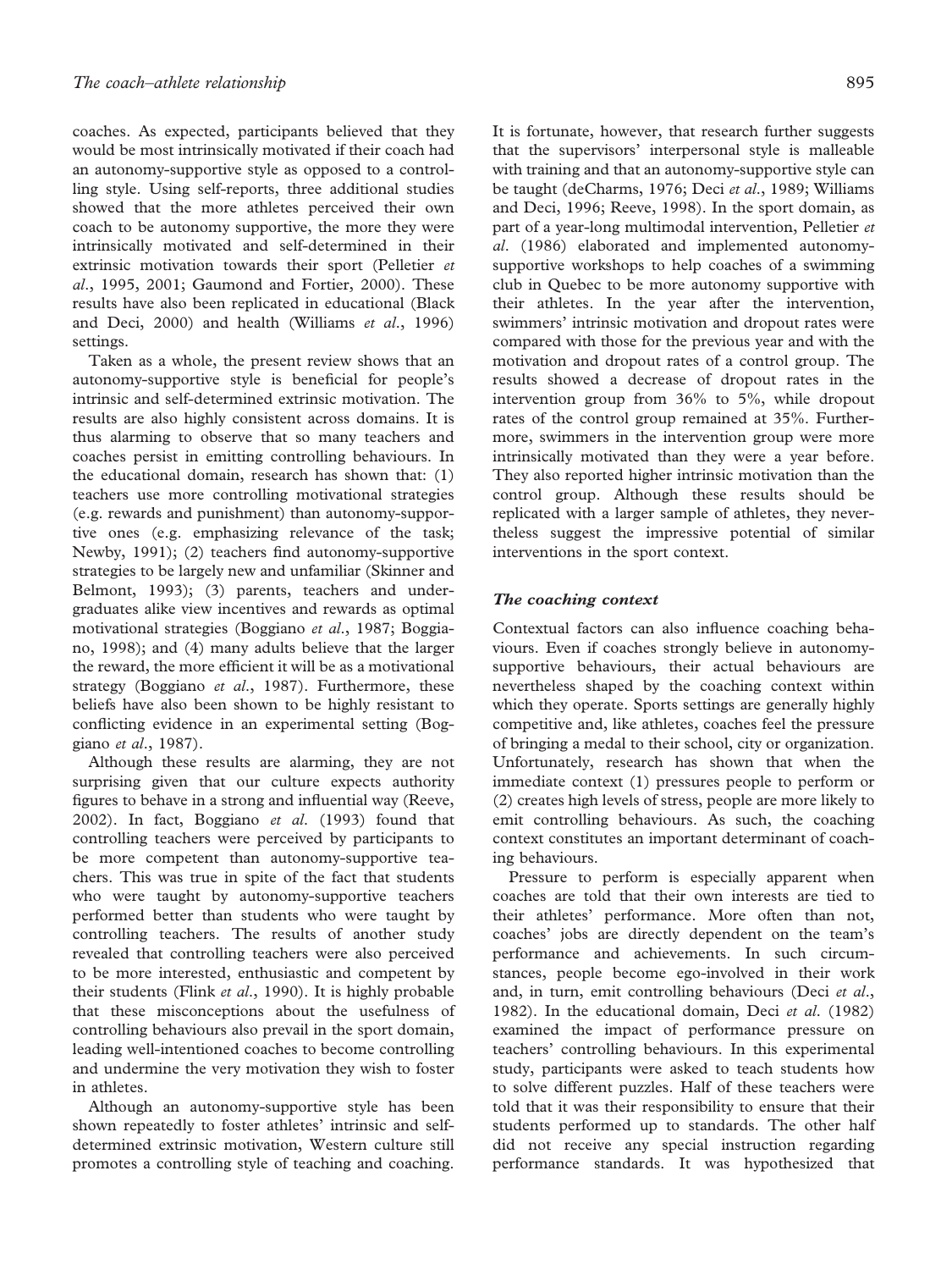coaches. As expected, participants believed that they would be most intrinsically motivated if their coach had an autonomy-supportive style as opposed to a controlling style. Using self-reports, three additional studies showed that the more athletes perceived their own coach to be autonomy supportive, the more they were intrinsically motivated and self-determined in their extrinsic motivation towards their sport (Pelletier *et al*., 1995, 2001; Gaumond and Fortier, 2000). These results have also been replicated in educational (Black and Deci, 2000) and health (Williams *et al*., 1996) settings.

Taken as a whole, the present review shows that an autonomy-supportive style is beneficial for people's intrinsic and self-determined extrinsic motivation. The results are also highly consistent across domains. It is thus alarming to observe that so many teachers and coaches persist in emitting controlling behaviours. In the educational domain, research has shown that: (1) teachers use more controlling motivational strategies (e.g. rewards and punishment) than autonomy-supportive ones (e.g. emphasizing relevance of the task; Newby, 1991); (2) teachers find autonomy-supportive strategies to be largely new and unfamiliar (Skinner and Belmont, 1993); (3) parents, teachers and undergraduates alike view incentives and rewards as optimal motivational strategies (Boggiano *et al*., 1987; Boggiano, 1998); and (4) many adults believe that the larger the reward, the more efficient it will be as a motivational strategy (Boggiano *et al*., 1987). Furthermore, these beliefs have also been shown to be highly resistant to conflicting evidence in an experimental setting (Boggiano *et al*., 1987).

Although these results are alarming, they are not surprising given that our culture expects authority figures to behave in a strong and influential way (Reeve, 2002). In fact, Boggiano *et al*. (1993) found that controlling teachers were perceived by participants to be more competent than autonomy-supportive teachers. This was true in spite of the fact that students who were taught by autonomy-supportive teachers performed better than students who were taught by controlling teachers. The results of another study revealed that controlling teachers were also perceived to be more interested, enthusiastic and competent by their students (Flink *et al*., 1990). It is highly probable that these misconceptions about the usefulness of controlling behaviours also prevail in the sport domain, leading well-intentioned coaches to become controlling and undermine the very motivation they wish to foster in athletes.

Although an autonomy-supportive style has been shown repeatedly to foster athletes' intrinsic and self-determined extrinsic motivation, Western culture still promotes a controlling style of teaching and coaching. It is fortunate, however, that research further suggests that the supervisors' interpersonal style is malleable with training and that an autonomy-supportive style can be taught (deCharms, 1976; Deci *et al*., 1989; Williams and Deci, 1996; Reeve, 1998). In the sport domain, as part of a year-long multimodal intervention, Pelletier *et al*. (1986) elaborated and implemented autonomy-supportive workshops to help coaches of a swimming club in Quebec to be more autonomy supportive with their athletes. In the year after the intervention, swimmers' intrinsic motivation and dropout rates were compared with those for the previous year and with the motivation and dropout rates of a control group. The results showed a decrease of dropout rates in the intervention group from 36% to 5%, while dropout rates of the control group remained at 35%. Furthermore, swimmers in the intervention group were more intrinsically motivated than they were a year before. They also reported higher intrinsic motivation than the control group. Although these results should be replicated with a larger sample of athletes, they nevertheless suggest the impressive potential of similar interventions in the sport context.

### *The coaching context*

Contextual factors can also influence coaching behaviours. Even if coaches strongly believe in autonomy-supportive behaviours, their actual behaviours are nevertheless shaped by the coaching context within which they operate. Sports settings are generally highly competitive and, like athletes, coaches feel the pressure of bringing a medal to their school, city or organization. Unfortunately, research has shown that when the immediate context (1) pressures people to perform or (2) creates high levels of stress, people are more likely to emit controlling behaviours. As such, the coaching context constitutes an important determinant of coaching behaviours.

Pressure to perform is especially apparent when coaches are told that their own interests are tied to their athletes' performance. More often than not, coaches' jobs are directly dependent on the team's performance and achievements. In such circumstances, people become ego-involved in their work and, in turn, emit controlling behaviours (Deci *et al*., 1982). In the educational domain, Deci *et al*. (1982) examined the impact of performance pressure on teachers' controlling behaviours. In this experimental study, participants were asked to teach students how to solve different puzzles. Half of these teachers were told that it was their responsibility to ensure that their students performed up to standards. The other half did not receive any special instruction regarding performance standards. It was hypothesized that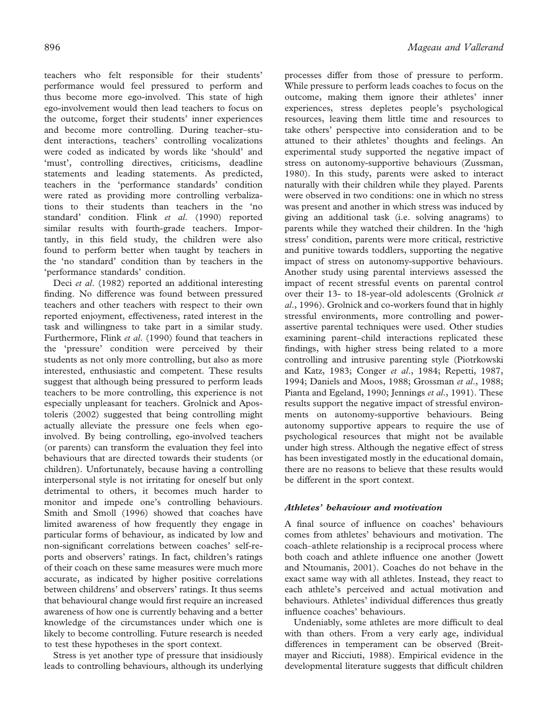teachers who felt responsible for their students' performance would feel pressured to perform and thus become more ego-involved. This state of high ego-involvement would then lead teachers to focus on the outcome, forget their students' inner experiences and become more controlling. During teacher–student interactions, teachers' controlling vocalizations were coded as indicated by words like 'should' and 'must', controlling directives, criticisms, deadline statements and leading statements. As predicted, teachers in the 'performance standards' condition were rated as providing more controlling verbalizations to their students than teachers in the 'no standard' condition. Flink *et al*. (1990) reported similar results with fourth-grade teachers. Importantly, in this field study, the children were also found to perform better when taught by teachers in the 'no standard' condition than by teachers in the 'performance standards' condition.

Deci *et al*. (1982) reported an additional interesting finding. No difference was found between pressured teachers and other teachers with respect to their own reported enjoyment, effectiveness, rated interest in the task and willingness to take part in a similar study. Furthermore, Flink *et al*. (1990) found that teachers in the 'pressure' condition were perceived by their students as not only more controlling, but also as more interested, enthusiastic and competent. These results suggest that although being pressured to perform leads teachers to be more controlling, this experience is not especially unpleasant for teachers. Grolnick and Apostoleris (2002) suggested that being controlling might actually alleviate the pressure one feels when ego-involved. By being controlling, ego-involved teachers (or parents) can transform the evaluation they feel into behaviours that are directed towards their students (or children). Unfortunately, because having a controlling interpersonal style is not irritating for oneself but only detrimental to others, it becomes much harder to monitor and impede one's controlling behaviours. Smith and Smoll (1996) showed that coaches have limited awareness of how frequently they engage in particular forms of behaviour, as indicated by low and non-significant correlations between coaches' self-reports and observers' ratings. In fact, children's ratings of their coach on these same measures were much more accurate, as indicated by higher positive correlations between childrens' and observers' ratings. It thus seems that behavioural change would first require an increased awareness of how one is currently behaving and a better knowledge of the circumstances under which one is likely to become controlling. Future research is needed to test these hypotheses in the sport context.

Stress is yet another type of pressure that insidiously leads to controlling behaviours, although its underlying processes differ from those of pressure to perform. While pressure to perform leads coaches to focus on the outcome, making them ignore their athletes' inner experiences, stress depletes people's psychological resources, leaving them little time and resources to take others' perspective into consideration and to be attuned to their athletes' thoughts and feelings. An experimental study supported the negative impact of stress on autonomy-supportive behaviours (Zussman, 1980). In this study, parents were asked to interact naturally with their children while they played. Parents were observed in two conditions: one in which no stress was present and another in which stress was induced by giving an additional task (i.e. solving anagrams) to parents while they watched their children. In the 'high stress' condition, parents were more critical, restrictive and punitive towards toddlers, supporting the negative impact of stress on autonomy-supportive behaviours. Another study using parental interviews assessed the impact of recent stressful events on parental control over their 13- to 18-year-old adolescents (Grolnick *et al*., 1996). Grolnick and co-workers found that in highly stressful environments, more controlling and power-assertive parental techniques were used. Other studies examining parent–child interactions replicated these findings, with higher stress being related to a more controlling and intrusive parenting style (Piotrkowski and Katz, 1983; Conger *et al*., 1984; Repetti, 1987, 1994; Daniels and Moos, 1988; Grossman *et al*., 1988; Pianta and Egeland, 1990; Jennings *et al*., 1991). These results support the negative impact of stressful environments on autonomy-supportive behaviours. Being autonomy supportive appears to require the use of psychological resources that might not be available under high stress. Although the negative effect of stress has been investigated mostly in the educational domain, there are no reasons to believe that these results would be different in the sport context.

### *Athletes' behaviour and motivation*

A final source of influence on coaches' behaviours comes from athletes' behaviours and motivation. The coach–athlete relationship is a reciprocal process where both coach and athlete influence one another (Jowett and Ntoumanis, 2001). Coaches do not behave in the exact same way with all athletes. Instead, they react to each athlete's perceived and actual motivation and behaviours. Athletes' individual differences thus greatly influence coaches' behaviours.

Undeniably, some athletes are more difficult to deal with than others. From a very early age, individual differences in temperament can be observed (Breitmayer and Ricciuti, 1988). Empirical evidence in the developmental literature suggests that difficult children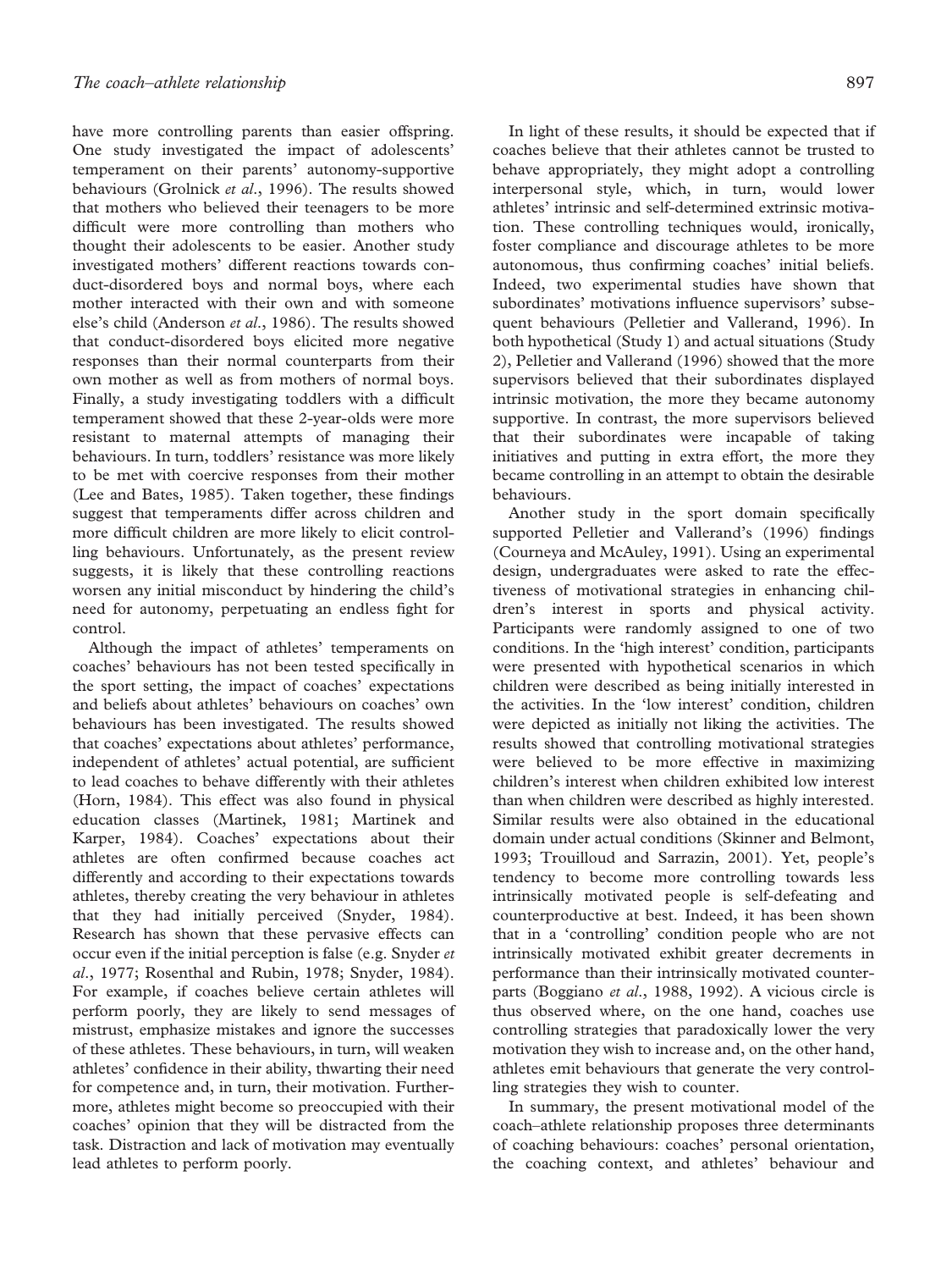have more controlling parents than easier offspring. One study investigated the impact of adolescents' temperament on their parents' autonomy-supportive behaviours (Grolnick *et al*., 1996). The results showed that mothers who believed their teenagers to be more difficult were more controlling than mothers who thought their adolescents to be easier. Another study investigated mothers' different reactions towards conduct-disordered boys and normal boys, where each mother interacted with their own and with someone else's child (Anderson *et al*., 1986). The results showed that conduct-disordered boys elicited more negative responses than their normal counterparts from their own mother as well as from mothers of normal boys. Finally, a study investigating toddlers with a difficult temperament showed that these 2-year-olds were more resistant to maternal attempts of managing their behaviours. In turn, toddlers' resistance was more likely to be met with coercive responses from their mother (Lee and Bates, 1985). Taken together, these findings suggest that temperaments differ across children and more difficult children are more likely to elicit controlling behaviours. Unfortunately, as the present review suggests, it is likely that these controlling reactions worsen any initial misconduct by hindering the child's need for autonomy, perpetuating an endless fight for control.

Although the impact of athletes' temperaments on coaches' behaviours has not been tested specifically in the sport setting, the impact of coaches' expectations and beliefs about athletes' behaviours on coaches' own behaviours has been investigated. The results showed that coaches' expectations about athletes' performance, independent of athletes' actual potential, are sufficient to lead coaches to behave differently with their athletes (Horn, 1984). This effect was also found in physical education classes (Martinek, 1981; Martinek and Karper, 1984). Coaches' expectations about their athletes are often confirmed because coaches act differently and according to their expectations towards athletes, thereby creating the very behaviour in athletes that they had initially perceived (Snyder, 1984). Research has shown that these pervasive effects can occur even if the initial perception is false (e.g. Snyder *et al*., 1977; Rosenthal and Rubin, 1978; Snyder, 1984). For example, if coaches believe certain athletes will perform poorly, they are likely to send messages of mistrust, emphasize mistakes and ignore the successes of these athletes. These behaviours, in turn, will weaken athletes' confidence in their ability, thwarting their need for competence and, in turn, their motivation. Furthermore, athletes might become so preoccupied with their coaches' opinion that they will be distracted from the task. Distraction and lack of motivation may eventually lead athletes to perform poorly.

In light of these results, it should be expected that if coaches believe that their athletes cannot be trusted to behave appropriately, they might adopt a controlling interpersonal style, which, in turn, would lower athletes' intrinsic and self-determined extrinsic motivation. These controlling techniques would, ironically, foster compliance and discourage athletes to be more autonomous, thus confirming coaches' initial beliefs. Indeed, two experimental studies have shown that subordinates' motivations influence supervisors' subsequent behaviours (Pelletier and Vallerand, 1996). In both hypothetical (Study 1) and actual situations (Study 2), Pelletier and Vallerand (1996) showed that the more supervisors believed that their subordinates displayed intrinsic motivation, the more they became autonomy supportive. In contrast, the more supervisors believed that their subordinates were incapable of taking initiatives and putting in extra effort, the more they became controlling in an attempt to obtain the desirable behaviours.

Another study in the sport domain specifically supported Pelletier and Vallerand's (1996) findings (Courneya and McAuley, 1991). Using an experimental design, undergraduates were asked to rate the effectiveness of motivational strategies in enhancing children's interest in sports and physical activity. Participants were randomly assigned to one of two conditions. In the 'high interest' condition, participants were presented with hypothetical scenarios in which children were described as being initially interested in the activities. In the 'low interest' condition, children were depicted as initially not liking the activities. The results showed that controlling motivational strategies were believed to be more effective in maximizing children's interest when children exhibited low interest than when children were described as highly interested. Similar results were also obtained in the educational domain under actual conditions (Skinner and Belmont, 1993; Trouilloud and Sarrazin, 2001). Yet, people's tendency to become more controlling towards less intrinsically motivated people is self-defeating and counterproductive at best. Indeed, it has been shown that in a 'controlling' condition people who are not intrinsically motivated exhibit greater decrements in performance than their intrinsically motivated counterparts (Boggiano *et al*., 1988, 1992). A vicious circle is thus observed where, on the one hand, coaches use controlling strategies that paradoxically lower the very motivation they wish to increase and, on the other hand, athletes emit behaviours that generate the very controlling strategies they wish to counter.

In summary, the present motivational model of the coach–athlete relationship proposes three determinants of coaching behaviours: coaches' personal orientation, the coaching context, and athletes' behaviour and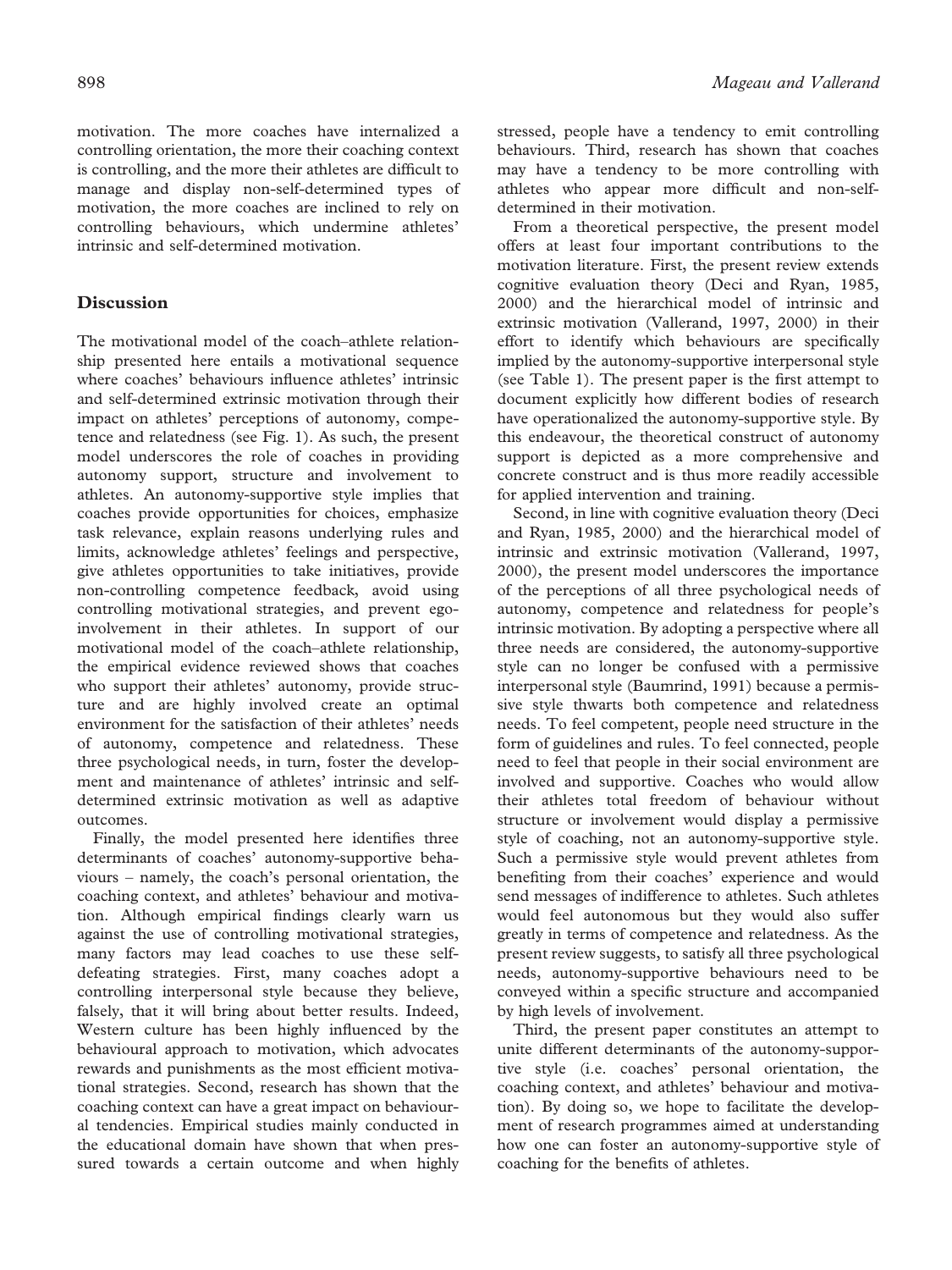motivation. The more coaches have internalized a controlling orientation, the more their coaching context is controlling, and the more their athletes are difficult to manage and display non-self-determined types of motivation, the more coaches are inclined to rely on controlling behaviours, which undermine athletes' intrinsic and self-determined motivation.

## Discussion

The motivational model of the coach–athlete relationship presented here entails a motivational sequence where coaches' behaviours influence athletes' intrinsic and self-determined extrinsic motivation through their impact on athletes' perceptions of autonomy, competence and relatedness (see Fig. 1). As such, the present model underscores the role of coaches in providing autonomy support, structure and involvement to athletes. An autonomy-supportive style implies that coaches provide opportunities for choices, emphasize task relevance, explain reasons underlying rules and limits, acknowledge athletes' feelings and perspective, give athletes opportunities to take initiatives, provide non-controlling competence feedback, avoid using controlling motivational strategies, and prevent ego-involvement in their athletes. In support of our motivational model of the coach–athlete relationship, the empirical evidence reviewed shows that coaches who support their athletes' autonomy, provide structure and are highly involved create an optimal environment for the satisfaction of their athletes' needs of autonomy, competence and relatedness. These three psychological needs, in turn, foster the development and maintenance of athletes' intrinsic and self-determined extrinsic motivation as well as adaptive outcomes.

Finally, the model presented here identifies three determinants of coaches' autonomy-supportive behaviours – namely, the coach's personal orientation, the coaching context, and athletes' behaviour and motivation. Although empirical findings clearly warn us against the use of controlling motivational strategies, many factors may lead coaches to use these self-defeating strategies. First, many coaches adopt a controlling interpersonal style because they believe, falsely, that it will bring about better results. Indeed, Western culture has been highly influenced by the behavioural approach to motivation, which advocates rewards and punishments as the most efficient motivational strategies. Second, research has shown that the coaching context can have a great impact on behavioural tendencies. Empirical studies mainly conducted in the educational domain have shown that when pressured towards a certain outcome and when highly stressed, people have a tendency to emit controlling behaviours. Third, research has shown that coaches may have a tendency to be more controlling with athletes who appear more difficult and non-self-determined in their motivation.

From a theoretical perspective, the present model offers at least four important contributions to the motivation literature. First, the present review extends cognitive evaluation theory (Deci and Ryan, 1985, 2000) and the hierarchical model of intrinsic and extrinsic motivation (Vallerand, 1997, 2000) in their effort to identify which behaviours are specifically implied by the autonomy-supportive interpersonal style (see Table 1). The present paper is the first attempt to document explicitly how different bodies of research have operationalized the autonomy-supportive style. By this endeavour, the theoretical construct of autonomy support is depicted as a more comprehensive and concrete construct and is thus more readily accessible for applied intervention and training.

Second, in line with cognitive evaluation theory (Deci and Ryan, 1985, 2000) and the hierarchical model of intrinsic and extrinsic motivation (Vallerand, 1997, 2000), the present model underscores the importance of the perceptions of all three psychological needs of autonomy, competence and relatedness for people's intrinsic motivation. By adopting a perspective where all three needs are considered, the autonomy-supportive style can no longer be confused with a permissive interpersonal style (Baumrind, 1991) because a permissive style thwarts both competence and relatedness needs. To feel competent, people need structure in the form of guidelines and rules. To feel connected, people need to feel that people in their social environment are involved and supportive. Coaches who would allow their athletes total freedom of behaviour without structure or involvement would display a permissive style of coaching, not an autonomy-supportive style. Such a permissive style would prevent athletes from benefiting from their coaches' experience and would send messages of indifference to athletes. Such athletes would feel autonomous but they would also suffer greatly in terms of competence and relatedness. As the present review suggests, to satisfy all three psychological needs, autonomy-supportive behaviours need to be conveyed within a specific structure and accompanied by high levels of involvement.

Third, the present paper constitutes an attempt to unite different determinants of the autonomy-supportive style (i.e. coaches' personal orientation, the coaching context, and athletes' behaviour and motivation). By doing so, we hope to facilitate the development of research programmes aimed at understanding how one can foster an autonomy-supportive style of coaching for the benefits of athletes.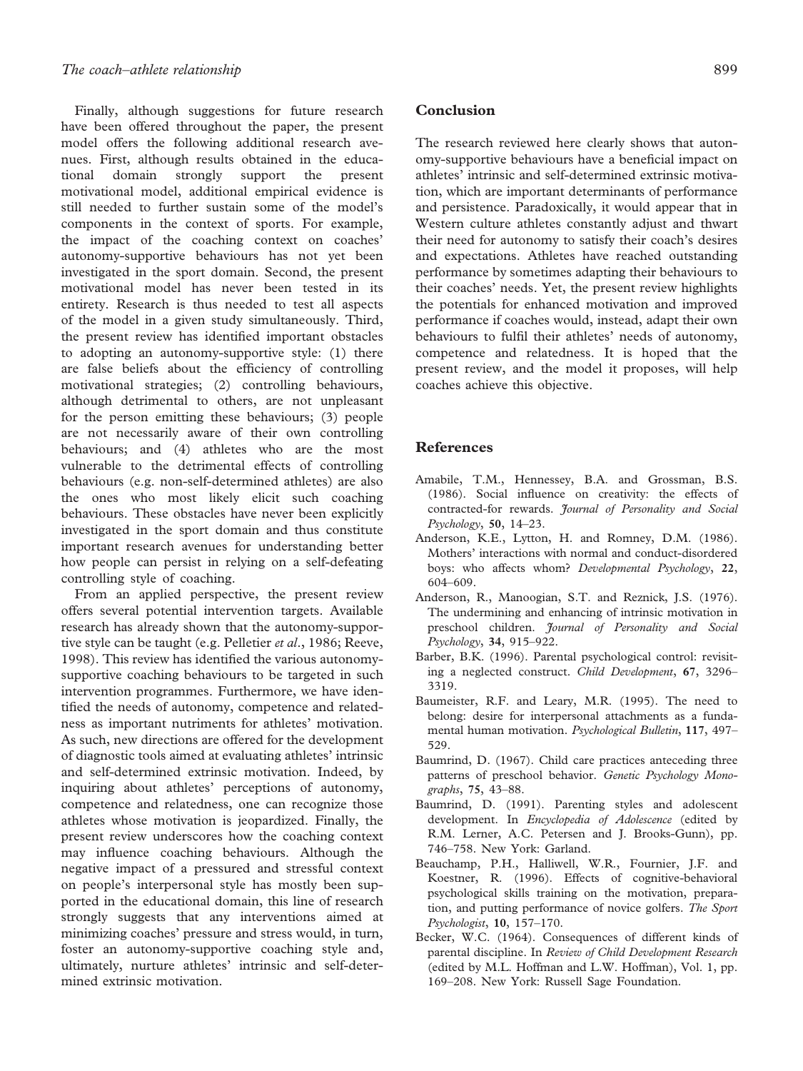Finally, although suggestions for future research have been offered throughout the paper, the present model offers the following additional research avenues. First, although results obtained in the educational domain strongly support the present motivational model, additional empirical evidence is still needed to further sustain some of the model's components in the context of sports. For example, the impact of the coaching context on coaches' autonomy-supportive behaviours has not yet been investigated in the sport domain. Second, the present motivational model has never been tested in its entirety. Research is thus needed to test all aspects of the model in a given study simultaneously. Third, the present review has identified important obstacles to adopting an autonomy-supportive style: (1) there are false beliefs about the efficiency of controlling motivational strategies; (2) controlling behaviours, although detrimental to others, are not unpleasant for the person emitting these behaviours; (3) people are not necessarily aware of their own controlling behaviours; and (4) athletes who are the most vulnerable to the detrimental effects of controlling behaviours (e.g. non-self-determined athletes) are also the ones who most likely elicit such coaching behaviours. These obstacles have never been explicitly investigated in the sport domain and thus constitute important research avenues for understanding better how people can persist in relying on a self-defeating controlling style of coaching.

From an applied perspective, the present review offers several potential intervention targets. Available research has already shown that the autonomy-supportive style can be taught (e.g. Pelletier *et al*., 1986; Reeve, 1998). This review has identified the various autonomy-supportive coaching behaviours to be targeted in such intervention programmes. Furthermore, we have identified the needs of autonomy, competence and relatedness as important nutriments for athletes' motivation. As such, new directions are offered for the development of diagnostic tools aimed at evaluating athletes' intrinsic and self-determined extrinsic motivation. Indeed, by inquiring about athletes' perceptions of autonomy, competence and relatedness, one can recognize those athletes whose motivation is jeopardized. Finally, the present review underscores how the coaching context may influence coaching behaviours. Although the negative impact of a pressured and stressful context on people's interpersonal style has mostly been supported in the educational domain, this line of research strongly suggests that any interventions aimed at minimizing coaches' pressure and stress would, in turn, foster an autonomy-supportive coaching style and, ultimately, nurture athletes' intrinsic and self-determined extrinsic motivation.

## Conclusion

The research reviewed here clearly shows that autonomy-supportive behaviours have a beneficial impact on athletes' intrinsic and self-determined extrinsic motivation, which are important determinants of performance and persistence. Paradoxically, it would appear that in Western culture athletes constantly adjust and thwart their need for autonomy to satisfy their coach's desires and expectations. Athletes have reached outstanding performance by sometimes adapting their behaviours to their coaches' needs. Yet, the present review highlights the potentials for enhanced motivation and improved performance if coaches would, instead, adapt their own behaviours to fulfil their athletes' needs of autonomy, competence and relatedness. It is hoped that the present review, and the model it proposes, will help coaches achieve this objective.

## References

Amabile, T.M., Hennessey, B.A. and Grossman, B.S. (1986). Social influence on creativity: the effects of contracted-for rewards. *Journal of Personality and Social Psychology*, **50**, 14–23.

Anderson, K.E., Lytton, H. and Romney, D.M. (1986). Mothers' interactions with normal and conduct-disordered boys: who affects whom? *Developmental Psychology*, **22**, 604–609.

Anderson, R., Manoogian, S.T. and Reznick, J.S. (1976). The undermining and enhancing of intrinsic motivation in preschool children. *Journal of Personality and Social Psychology*, **34**, 915–922.

Barber, B.K. (1996). Parental psychological control: revisiting a neglected construct. *Child Development*, **67**, 3296–3319.

Baumeister, R.F. and Leary, M.R. (1995). The need to belong: desire for interpersonal attachments as a fundamental human motivation. *Psychological Bulletin*, **117**, 497–529.

Baumrind, D. (1967). Child care practices anteceding three patterns of preschool behavior. *Genetic Psychology Monographs*, **75**, 43–88.

Baumrind, D. (1991). Parenting styles and adolescent development. In *Encyclopedia of Adolescence* (edited by R.M. Lerner, A.C. Petersen and J. Brooks-Gunn), pp. 746–758. New York: Garland.

Beauchamp, P.H., Halliwell, W.R., Fournier, J.F. and Koestner, R. (1996). Effects of cognitive-behavioral psychological skills training on the motivation, preparation, and putting performance of novice golfers. *The Sport Psychologist*, **10**, 157–170.

Becker, W.C. (1964). Consequences of different kinds of parental discipline. In *Review of Child Development Research* (edited by M.L. Hoffman and L.W. Hoffman), Vol. 1, pp. 169–208. New York: Russell Sage Foundation.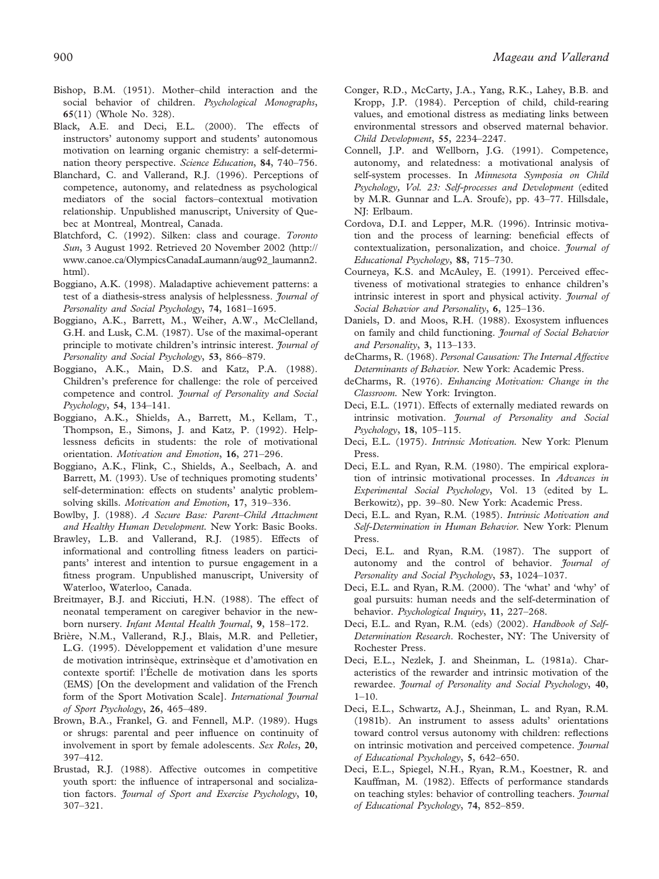Bishop, B.M. (1951). Mother–child interaction and the social behavior of children. *Psychological Monographs*, **65**(11) (Whole No. 328).

Black, A.E. and Deci, E.L. (2000). The effects of instructors' autonomy support and students' autonomous motivation on learning organic chemistry: a self-determination theory perspective. *Science Education*, **84**, 740–756.

Blanchard, C. and Vallerand, R.J. (1996). Perceptions of competence, autonomy, and relatedness as psychological mediators of the social factors–contextual motivation relationship. Unpublished manuscript, University of Quebec at Montreal, Montreal, Canada.

Blatchford, C. (1992). Silken: class and courage. *Toronto Sun*, 3 August 1992. Retrieved 20 November 2002 (http://www.canoe.ca/OlympicsCanadaLaumann/aug92_laumann2.html).

Boggiano, A.K. (1998). Maladaptive achievement patterns: a test of a diathesis-stress analysis of helplessness. *Journal of Personality and Social Psychology*, **74**, 1681–1695.

Boggiano, A.K., Barrett, M., Weiher, A.W., McClelland, G.H. and Lusk, C.M. (1987). Use of the maximal-operant principle to motivate children's intrinsic interest. *Journal of Personality and Social Psychology*, **53**, 866–879.

Boggiano, A.K., Main, D.S. and Katz, P.A. (1988). Children's preference for challenge: the role of perceived competence and control. *Journal of Personality and Social Psychology*, **54**, 134–141.

Boggiano, A.K., Shields, A., Barrett, M., Kellam, T., Thompson, E., Simons, J. and Katz, P. (1992). Helplessness deficits in students: the role of motivational orientation. *Motivation and Emotion*, **16**, 271–296.

Boggiano, A.K., Flink, C., Shields, A., Seelbach, A. and Barrett, M. (1993). Use of techniques promoting students' self-determination: effects on students' analytic problem-solving skills. *Motivation and Emotion*, **17**, 319–336.

Bowlby, J. (1988). *A Secure Base: Parent–Child Attachment and Healthy Human Development*. New York: Basic Books.

Brawley, L.B. and Vallerand, R.J. (1985). Effects of informational and controlling fitness leaders on participants' interest and intention to pursue engagement in a fitness program. Unpublished manuscript, University of Waterloo, Waterloo, Canada.

Breitmayer, B.J. and Ricciuti, H.N. (1988). The effect of neonatal temperament on caregiver behavior in the newborn nursery. *Infant Mental Health Journal*, **9**, 158–172.

Brière, N.M., Vallerand, R.J., Blais, M.R. and Pelletier, L.G. (1995). Développement et validation d'une mesure de motivation intrinsèque, extrinsèque et d'amotivation en contexte sportif: l'Échelle de motivation dans les sports (EMS) [On the development and validation of the French form of the Sport Motivation Scale]. *International Journal of Sport Psychology*, **26**, 465–489.

Brown, B.A., Frankel, G. and Fennell, M.P. (1989). Hugs or shrugs: parental and peer influence on continuity of involvement in sport by female adolescents. *Sex Roles*, **20**, 397–412.

Brustad, R.J. (1988). Affective outcomes in competitive youth sport: the influence of intrapersonal and socialization factors. *Journal of Sport and Exercise Psychology*, **10**, 307–321.

Conger, R.D., McCarty, J.A., Yang, R.K., Lahey, B.B. and Kropp, J.P. (1984). Perception of child, child-rearing values, and emotional distress as mediating links between environmental stressors and observed maternal behavior. *Child Development*, **55**, 2234–2247.

Connell, J.P. and Wellborn, J.G. (1991). Competence, autonomy, and relatedness: a motivational analysis of self-system processes. In *Minnesota Symposia on Child Psychology, Vol. 23: Self-processes and Development* (edited by M.R. Gunnar and L.A. Sroufe), pp. 43–77. Hillsdale, NJ: Erlbaum.

Cordova, D.I. and Lepper, M.R. (1996). Intrinsic motivation and the process of learning: beneficial effects of contextualization, personalization, and choice. *Journal of Educational Psychology*, **88**, 715–730.

Courneya, K.S. and McAuley, E. (1991). Perceived effectiveness of motivational strategies to enhance children's intrinsic interest in sport and physical activity. *Journal of Social Behavior and Personality*, **6**, 125–136.

Daniels, D. and Moos, R.H. (1988). Exosystem influences on family and child functioning. *Journal of Social Behavior and Personality*, **3**, 113–133.

deCharms, R. (1968). *Personal Causation: The Internal Affective Determinants of Behavior*. New York: Academic Press.

deCharms, R. (1976). *Enhancing Motivation: Change in the Classroom*. New York: Irvington.

Deci, E.L. (1971). Effects of externally mediated rewards on intrinsic motivation. *Journal of Personality and Social Psychology*, **18**, 105–115.

Deci, E.L. (1975). *Intrinsic Motivation*. New York: Plenum Press.

Deci, E.L. and Ryan, R.M. (1980). The empirical exploration of intrinsic motivational processes. In *Advances in Experimental Social Psychology*, Vol. 13 (edited by L. Berkowitz), pp. 39–80. New York: Academic Press.

Deci, E.L. and Ryan, R.M. (1985). *Intrinsic Motivation and Self-Determination in Human Behavior*. New York: Plenum Press.

Deci, E.L. and Ryan, R.M. (1987). The support of autonomy and the control of behavior. *Journal of Personality and Social Psychology*, **53**, 1024–1037.

Deci, E.L. and Ryan, R.M. (2000). The 'what' and 'why' of goal pursuits: human needs and the self-determination of behavior. *Psychological Inquiry*, **11**, 227–268.

Deci, E.L. and Ryan, R.M. (eds) (2002). *Handbook of Self-Determination Research*. Rochester, NY: The University of Rochester Press.

Deci, E.L., Nezlek, J. and Sheinman, L. (1981a). Characteristics of the rewarder and intrinsic motivation of the rewardee. *Journal of Personality and Social Psychology*, **40**, 1–10.

Deci, E.L., Schwartz, A.J., Sheinman, L. and Ryan, R.M. (1981b). An instrument to assess adults' orientations toward control versus autonomy with children: reflections on intrinsic motivation and perceived competence. *Journal of Educational Psychology*, **5**, 642–650.

Deci, E.L., Spiegel, N.H., Ryan, R.M., Koestner, R. and Kauffman, M. (1982). Effects of performance standards on teaching styles: behavior of controlling teachers. *Journal of Educational Psychology*, **74**, 852–859.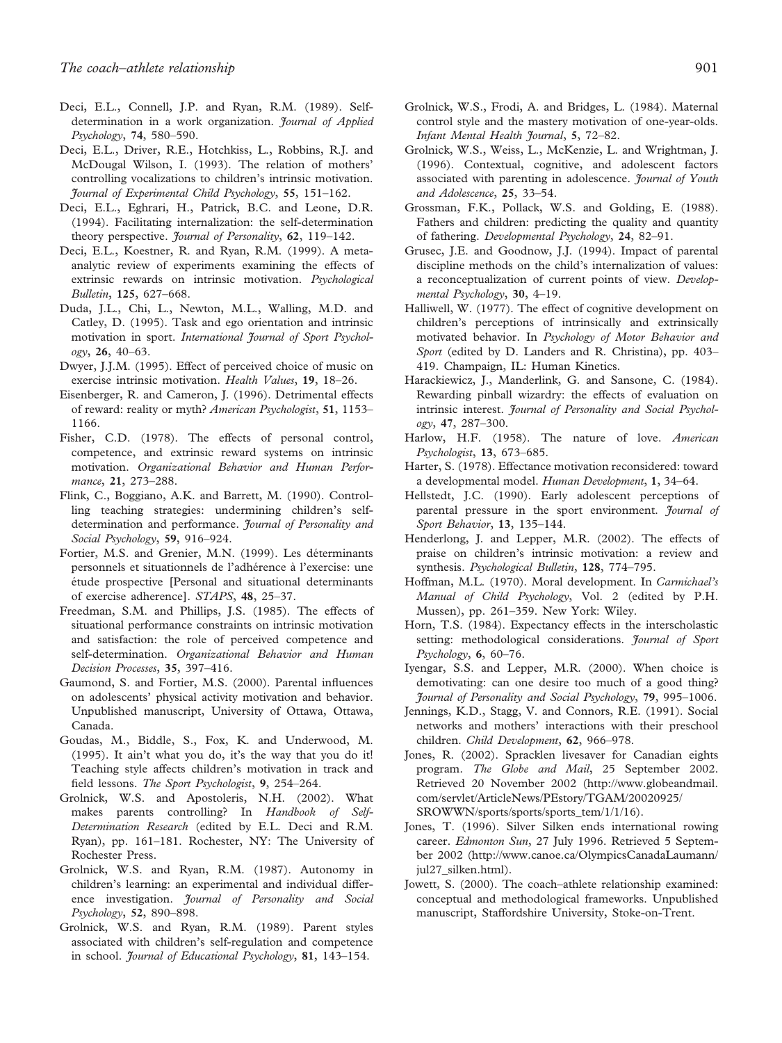Deci, E.L., Connell, J.P. and Ryan, R.M. (1989). Self-determination in a work organization. *Journal of Applied Psychology*, **74**, 580–590.

Deci, E.L., Driver, R.E., Hotchkiss, L., Robbins, R.J. and McDougal Wilson, I. (1993). The relation of mothers' controlling vocalizations to children's intrinsic motivation. *Journal of Experimental Child Psychology*, **55**, 151–162.

Deci, E.L., Eghrari, H., Patrick, B.C. and Leone, D.R. (1994). Facilitating internalization: the self-determination theory perspective. *Journal of Personality*, **62**, 119–142.

Deci, E.L., Koestner, R. and Ryan, R.M. (1999). A meta-analytic review of experiments examining the effects of extrinsic rewards on intrinsic motivation. *Psychological Bulletin*, **125**, 627–668.

Duda, J.L., Chi, L., Newton, M.L., Walling, M.D. and Catley, D. (1995). Task and ego orientation and intrinsic motivation in sport. *International Journal of Sport Psychology*, **26**, 40–63.

Dwyer, J.J.M. (1995). Effect of perceived choice of music on exercise intrinsic motivation. *Health Values*, **19**, 18–26.

Eisenberger, R. and Cameron, J. (1996). Detrimental effects of reward: reality or myth? *American Psychologist*, **51**, 1153–1166.

Fisher, C.D. (1978). The effects of personal control, competence, and extrinsic reward systems on intrinsic motivation. *Organizational Behavior and Human Performance*, **21**, 273–288.

Flink, C., Boggiano, A.K. and Barrett, M. (1990). Controlling teaching strategies: undermining children's self-determination and performance. *Journal of Personality and Social Psychology*, **59**, 916–924.

Fortier, M.S. and Grenier, M.N. (1999). Les déterminants personnels et situationnels de l'adhérence à l'exercise: une étude prospective [Personal and situational determinants of exercise adherence]. *STAPS*, **48**, 25–37.

Freedman, S.M. and Phillips, J.S. (1985). The effects of situational performance constraints on intrinsic motivation and satisfaction: the role of perceived competence and self-determination. *Organizational Behavior and Human Decision Processes*, **35**, 397–416.

Gaumond, S. and Fortier, M.S. (2000). Parental influences on adolescents' physical activity motivation and behavior. Unpublished manuscript, University of Ottawa, Ottawa, Canada.

Goudas, M., Biddle, S., Fox, K. and Underwood, M. (1995). It ain't what you do, it's the way that you do it! Teaching style affects children's motivation in track and field lessons. *The Sport Psychologist*, **9**, 254–264.

Grolnick, W.S. and Apostoleris, N.H. (2002). What makes parents controlling? In *Handbook of Self-Determination Research* (edited by E.L. Deci and R.M. Ryan), pp. 161–181. Rochester, NY: The University of Rochester Press.

Grolnick, W.S. and Ryan, R.M. (1987). Autonomy in children's learning: an experimental and individual difference investigation. *Journal of Personality and Social Psychology*, **52**, 890–898.

Grolnick, W.S. and Ryan, R.M. (1989). Parent styles associated with children's self-regulation and competence in school. *Journal of Educational Psychology*, **81**, 143–154.

Grolnick, W.S., Frodi, A. and Bridges, L. (1984). Maternal control style and the mastery motivation of one-year-olds. *Infant Mental Health Journal*, **5**, 72–82.

Grolnick, W.S., Weiss, L., McKenzie, L. and Wrightman, J. (1996). Contextual, cognitive, and adolescent factors associated with parenting in adolescence. *Journal of Youth and Adolescence*, **25**, 33–54.

Grossman, F.K., Pollack, W.S. and Golding, E. (1988). Fathers and children: predicting the quality and quantity of fathering. *Developmental Psychology*, **24**, 82–91.

Grusec, J.E. and Goodnow, J.J. (1994). Impact of parental discipline methods on the child's internalization of values: a reconceptualization of current points of view. *Developmental Psychology*, **30**, 4–19.

Halliwell, W. (1977). The effect of cognitive development on children's perceptions of intrinsically and extrinsically motivated behavior. In *Psychology of Motor Behavior and Sport* (edited by D. Landers and R. Christina), pp. 403–419. Champaign, IL: Human Kinetics.

Harackiewicz, J., Manderlink, G. and Sansone, C. (1984). Rewarding pinball wizardry: the effects of evaluation on intrinsic interest. *Journal of Personality and Social Psychology*, **47**, 287–300.

Harlow, H.F. (1958). The nature of love. *American Psychologist*, **13**, 673–685.

Harter, S. (1978). Effectance motivation reconsidered: toward a developmental model. *Human Development*, **1**, 34–64.

Hellstedt, J.C. (1990). Early adolescent perceptions of parental pressure in the sport environment. *Journal of Sport Behavior*, **13**, 135–144.

Henderlong, J. and Lepper, M.R. (2002). The effects of praise on children's intrinsic motivation: a review and synthesis. *Psychological Bulletin*, **128**, 774–795.

Hoffman, M.L. (1970). Moral development. In *Carmichael's Manual of Child Psychology*, Vol. 2 (edited by P.H. Mussen), pp. 261–359. New York: Wiley.

Horn, T.S. (1984). Expectancy effects in the interscholastic setting: methodological considerations. *Journal of Sport Psychology*, **6**, 60–76.

Iyengar, S.S. and Lepper, M.R. (2000). When choice is demotivating: can one desire too much of a good thing? *Journal of Personality and Social Psychology*, **79**, 995–1006.

Jennings, K.D., Stagg, V. and Connors, R.E. (1991). Social networks and mothers' interactions with their preschool children. *Child Development*, **62**, 966–978.

Jones, R. (2002). Spracklen livesaver for Canadian eights program. *The Globe and Mail*, 25 September 2002. Retrieved 20 November 2002 (http://www.globeandmail.com/servlet/ArticleNews/PEstory/TGAM/20020925/SROWWN/sports/sports/sports_tem/1/1/16).

Jones, T. (1996). Silver Silken ends international rowing career. *Edmonton Sun*, 27 July 1996. Retrieved 5 September 2002 (http://www.canoe.ca/OlympicsCanadaLaumann/jul27_silken.html).

Jowett, S. (2000). The coach–athlete relationship examined: conceptual and methodological frameworks. Unpublished manuscript, Staffordshire University, Stoke-on-Trent.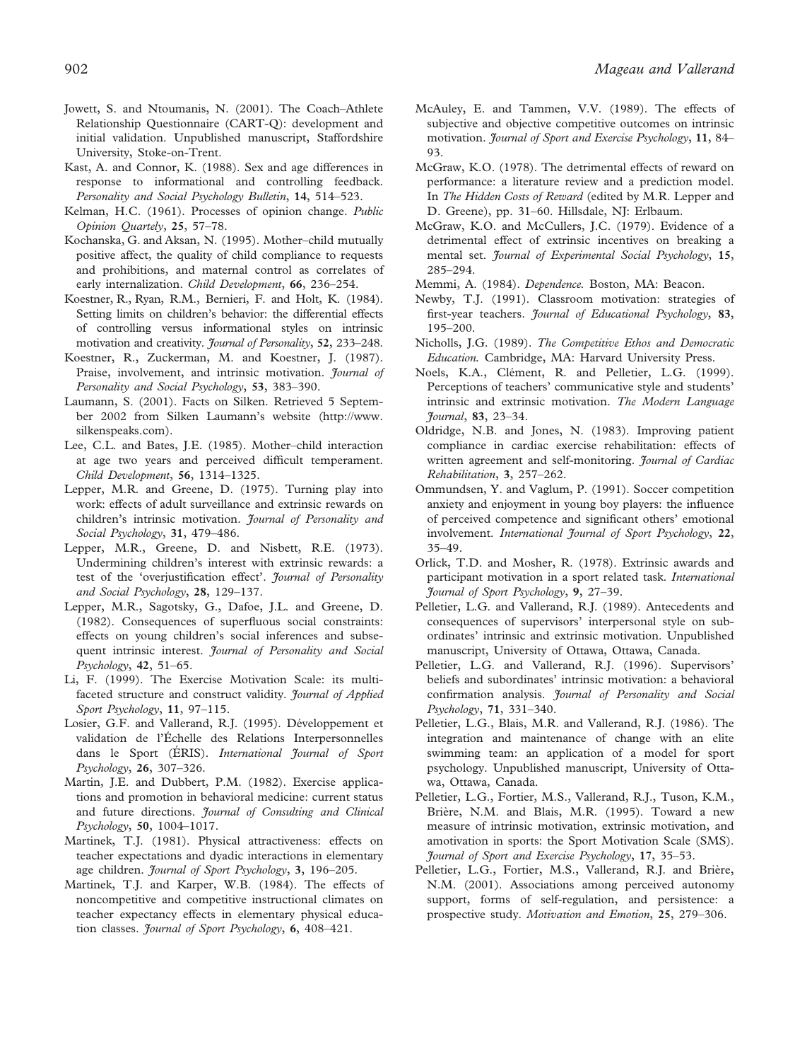Jowett, S. and Ntoumanis, N. (2001). The Coach–Athlete Relationship Questionnaire (CART-Q): development and initial validation. Unpublished manuscript, Staffordshire University, Stoke-on-Trent.

Kast, A. and Connor, K. (1988). Sex and age differences in response to informational and controlling feedback. *Personality and Social Psychology Bulletin*, **14**, 514–523.

Kelman, H.C. (1961). Processes of opinion change. *Public Opinion Quartely*, **25**, 57–78.

Kochanska, G. and Aksan, N. (1995). Mother–child mutually positive affect, the quality of child compliance to requests and prohibitions, and maternal control as correlates of early internalization. *Child Development*, **66**, 236–254.

Koestner, R., Ryan, R.M., Bernieri, F. and Holt, K. (1984). Setting limits on children's behavior: the differential effects of controlling versus informational styles on intrinsic motivation and creativity. *Journal of Personality*, **52**, 233–248.

Koestner, R., Zuckerman, M. and Koestner, J. (1987). Praise, involvement, and intrinsic motivation. *Journal of Personality and Social Psychology*, **53**, 383–390.

Laumann, S. (2001). Facts on Silken. Retrieved 5 September 2002 from Silken Laumann's website (http://www.silkenspeaks.com).

Lee, C.L. and Bates, J.E. (1985). Mother–child interaction at age two years and perceived difficult temperament. *Child Development*, **56**, 1314–1325.

Lepper, M.R. and Greene, D. (1975). Turning play into work: effects of adult surveillance and extrinsic rewards on children's intrinsic motivation. *Journal of Personality and Social Psychology*, **31**, 479–486.

Lepper, M.R., Greene, D. and Nisbett, R.E. (1973). Undermining children's interest with extrinsic rewards: a test of the 'overjustification effect'. *Journal of Personality and Social Psychology*, **28**, 129–137.

Lepper, M.R., Sagotsky, G., Dafoe, J.L. and Greene, D. (1982). Consequences of superfluous social constraints: effects on young children's social inferences and subsequent intrinsic interest. *Journal of Personality and Social Psychology*, **42**, 51–65.

Li, F. (1999). The Exercise Motivation Scale: its multifaceted structure and construct validity. *Journal of Applied Sport Psychology*, **11**, 97–115.

Losier, G.F. and Vallerand, R.J. (1995). Développement et validation de l'Échelle des Relations Interpersonnelles dans le Sport (ÉRIS). *International Journal of Sport Psychology*, **26**, 307–326.

Martin, J.E. and Dubbert, P.M. (1982). Exercise applications and promotion in behavioral medicine: current status and future directions. *Journal of Consulting and Clinical Psychology*, **50**, 1004–1017.

Martinek, T.J. (1981). Physical attractiveness: effects on teacher expectations and dyadic interactions in elementary age children. *Journal of Sport Psychology*, **3**, 196–205.

Martinek, T.J. and Karper, W.B. (1984). The effects of noncompetitive and competitive instructional climates on teacher expectancy effects in elementary physical education classes. *Journal of Sport Psychology*, **6**, 408–421.

McAuley, E. and Tammen, V.V. (1989). The effects of subjective and objective competitive outcomes on intrinsic motivation. *Journal of Sport and Exercise Psychology*, **11**, 84–93.

McGraw, K.O. (1978). The detrimental effects of reward on performance: a literature review and a prediction model. In *The Hidden Costs of Reward* (edited by M.R. Lepper and D. Greene), pp. 31–60. Hillsdale, NJ: Erlbaum.

McGraw, K.O. and McCullers, J.C. (1979). Evidence of a detrimental effect of extrinsic incentives on breaking a mental set. *Journal of Experimental Social Psychology*, **15**, 285–294.

Memmi, A. (1984). *Dependence.* Boston, MA: Beacon.

Newby, T.J. (1991). Classroom motivation: strategies of first-year teachers. *Journal of Educational Psychology*, **83**, 195–200.

Nicholls, J.G. (1989). *The Competitive Ethos and Democratic Education.* Cambridge, MA: Harvard University Press.

Noels, K.A., Clément, R. and Pelletier, L.G. (1999). Perceptions of teachers' communicative style and students' intrinsic and extrinsic motivation. *The Modern Language Journal*, **83**, 23–34.

Oldridge, N.B. and Jones, N. (1983). Improving patient compliance in cardiac exercise rehabilitation: effects of written agreement and self-monitoring. *Journal of Cardiac Rehabilitation*, **3**, 257–262.

Ommundsen, Y. and Vaglum, P. (1991). Soccer competition anxiety and enjoyment in young boy players: the influence of perceived competence and significant others' emotional involvement. *International Journal of Sport Psychology*, **22**, 35–49.

Orlick, T.D. and Mosher, R. (1978). Extrinsic awards and participant motivation in a sport related task. *International Journal of Sport Psychology*, **9**, 27–39.

Pelletier, L.G. and Vallerand, R.J. (1989). Antecedents and consequences of supervisors' interpersonal style on subordinates' intrinsic and extrinsic motivation. Unpublished manuscript, University of Ottawa, Ottawa, Canada.

Pelletier, L.G. and Vallerand, R.J. (1996). Supervisors' beliefs and subordinates' intrinsic motivation: a behavioral confirmation analysis. *Journal of Personality and Social Psychology*, **71**, 331–340.

Pelletier, L.G., Blais, M.R. and Vallerand, R.J. (1986). The integration and maintenance of change with an elite swimming team: an application of a model for sport psychology. Unpublished manuscript, University of Ottawa, Ottawa, Canada.

Pelletier, L.G., Fortier, M.S., Vallerand, R.J., Tuson, K.M., Brière, N.M. and Blais, M.R. (1995). Toward a new measure of intrinsic motivation, extrinsic motivation, and amotivation in sports: the Sport Motivation Scale (SMS). *Journal of Sport and Exercise Psychology*, **17**, 35–53.

Pelletier, L.G., Fortier, M.S., Vallerand, R.J. and Brière, N.M. (2001). Associations among perceived autonomy support, forms of self-regulation, and persistence: a prospective study. *Motivation and Emotion*, **25**, 279–306.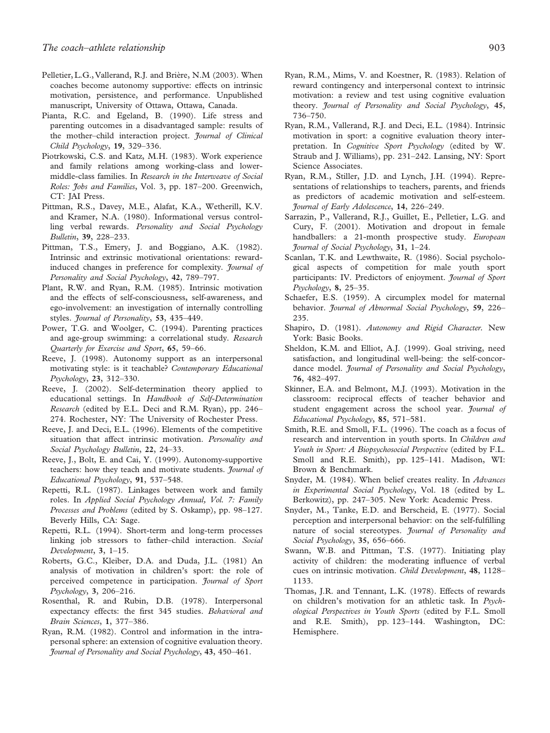Pelletier, L.G., Vallerand, R.J. and Brière, N.M (2003). When coaches become autonomy supportive: effects on intrinsic motivation, persistence, and performance. Unpublished manuscript, University of Ottawa, Ottawa, Canada.

Pianta, R.C. and Egeland, B. (1990). Life stress and parenting outcomes in a disadvantaged sample: results of the mother–child interaction project. *Journal of Clinical Child Psychology*, **19**, 329–336.

Piotrkowski, C.S. and Katz, M.H. (1983). Work experience and family relations among working-class and lower-middle-class families. In *Research in the Interweave of Social Roles: Jobs and Families*, Vol. 3, pp. 187–200. Greenwich, CT: JAI Press.

Pittman, R.S., Davey, M.E., Alafat, K.A., Wetherill, K.V. and Kramer, N.A. (1980). Informational versus controlling verbal rewards. *Personality and Social Psychology Bulletin*, **39**, 228–233.

Pittman, T.S., Emery, J. and Boggiano, A.K. (1982). Intrinsic and extrinsic motivational orientations: reward-induced changes in preference for complexity. *Journal of Personality and Social Psychology*, **42**, 789–797.

Plant, R.W. and Ryan, R.M. (1985). Intrinsic motivation and the effects of self-consciousness, self-awareness, and ego-involvement: an investigation of internally controlling styles. *Journal of Personality*, **53**, 435–449.

Power, T.G. and Woolger, C. (1994). Parenting practices and age-group swimming: a correlational study. *Research Quarterly for Exercise and Sport*, **65**, 59–66.

Reeve, J. (1998). Autonomy support as an interpersonal motivating style: is it teachable? *Contemporary Educational Psychology*, **23**, 312–330.

Reeve, J. (2002). Self-determination theory applied to educational settings. In *Handbook of Self-Determination Research* (edited by E.L. Deci and R.M. Ryan), pp. 246–274. Rochester, NY: The University of Rochester Press.

Reeve, J. and Deci, E.L. (1996). Elements of the competitive situation that affect intrinsic motivation. *Personality and Social Psychology Bulletin*, **22**, 24–33.

Reeve, J., Bolt, E. and Cai, Y. (1999). Autonomy-supportive teachers: how they teach and motivate students. *Journal of Educational Psychology*, **91**, 537–548.

Repetti, R.L. (1987). Linkages between work and family roles. In *Applied Social Psychology Annual, Vol. 7: Family Processes and Problems* (edited by S. Oskamp), pp. 98–127. Beverly Hills, CA: Sage.

Repetti, R.L. (1994). Short-term and long-term processes linking job stressors to father–child interaction. *Social Development*, **3**, 1–15.

Roberts, G.C., Kleiber, D.A. and Duda, J.L. (1981) An analysis of motivation in children's sport: the role of perceived competence in participation. *Journal of Sport Psychology*, **3**, 206–216.

Rosenthal, R. and Rubin, D.B. (1978). Interpersonal expectancy effects: the first 345 studies. *Behavioral and Brain Sciences*, **1**, 377–386.

Ryan, R.M. (1982). Control and information in the intrapersonal sphere: an extension of cognitive evaluation theory. *Journal of Personality and Social Psychology*, **43**, 450–461.

Ryan, R.M., Mims, V. and Koestner, R. (1983). Relation of reward contingency and interpersonal context to intrinsic motivation: a review and test using cognitive evaluation theory. *Journal of Personality and Social Psychology*, **45**, 736–750.

Ryan, R.M., Vallerand, R.J. and Deci, E.L. (1984). Intrinsic motivation in sport: a cognitive evaluation theory interpretation. In *Cognitive Sport Psychology* (edited by W. Straub and J. Williams), pp. 231–242. Lansing, NY: Sport Science Associates.

Ryan, R.M., Stiller, J.D. and Lynch, J.H. (1994). Representations of relationships to teachers, parents, and friends as predictors of academic motivation and self-esteem. *Journal of Early Adolescence*, **14**, 226–249.

Sarrazin, P., Vallerand, R.J., Guillet, E., Pelletier, L.G. and Cury, F. (2001). Motivation and dropout in female handballers: a 21-month prospective study. *European Journal of Social Psychology*, **31**, 1–24.

Scanlan, T.K. and Lewthwaite, R. (1986). Social psychological aspects of competition for male youth sport participants: IV. Predictors of enjoyment. *Journal of Sport Psychology*, **8**, 25–35.

Schaefer, E.S. (1959). A circumplex model for maternal behavior. *Journal of Abnormal Social Psychology*, **59**, 226–235.

Shapiro, D. (1981). *Autonomy and Rigid Character*. New York: Basic Books.

Sheldon, K.M. and Elliot, A.J. (1999). Goal striving, need satisfaction, and longitudinal well-being: the self-concordance model. *Journal of Personality and Social Psychology*, **76**, 482–497.

Skinner, E.A. and Belmont, M.J. (1993). Motivation in the classroom: reciprocal effects of teacher behavior and student engagement across the school year. *Journal of Educational Psychology*, **85**, 571–581.

Smith, R.E. and Smoll, F.L. (1996). The coach as a focus of research and intervention in youth sports. In *Children and Youth in Sport: A Biopsychosocial Perspective* (edited by F.L. Smoll and R.E. Smith), pp. 125–141. Madison, WI: Brown & Benchmark.

Snyder, M. (1984). When belief creates reality. In *Advances in Experimental Social Psychology*, Vol. 18 (edited by L. Berkowitz), pp. 247–305. New York: Academic Press.

Snyder, M., Tanke, E.D. and Berscheid, E. (1977). Social perception and interpersonal behavior: on the self-fulfilling nature of social stereotypes. *Journal of Personality and Social Psychology*, **35**, 656–666.

Swann, W.B. and Pittman, T.S. (1977). Initiating play activity of children: the moderating influence of verbal cues on intrinsic motivation. *Child Development*, **48**, 1128–1133.

Thomas, J.R. and Tennant, L.K. (1978). Effects of rewards on children's motivation for an athletic task. In *Psychological Perspectives in Youth Sports* (edited by F.L. Smoll and R.E. Smith), pp. 123–144. Washington, DC: Hemisphere.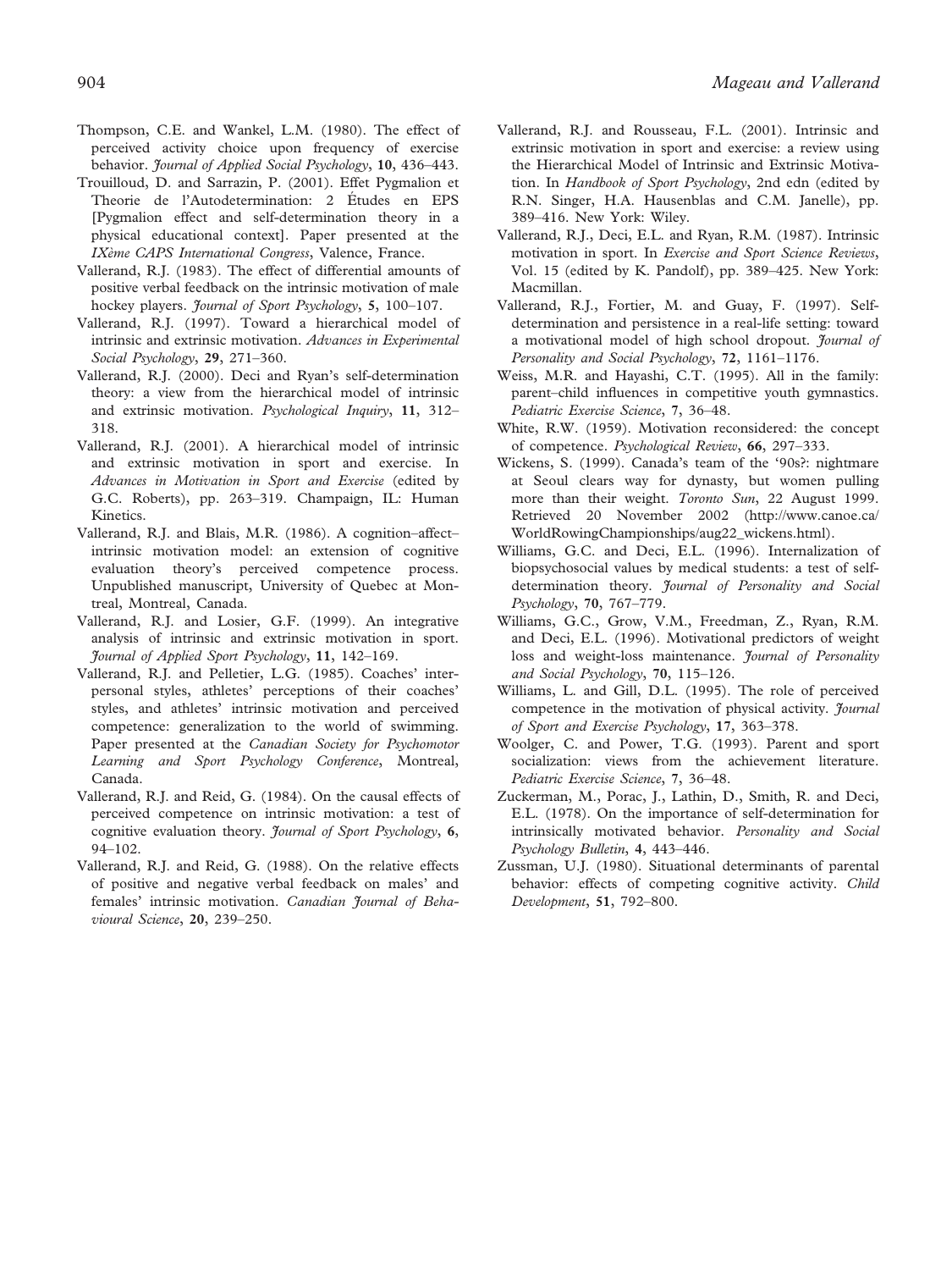Thompson, C.E. and Wankel, L.M. (1980). The effect of perceived activity choice upon frequency of exercise behavior. *Journal of Applied Social Psychology*, **10**, 436–443.

Trouilloud, D. and Sarrazin, P. (2001). Effet Pygmalion et Theorie de l'Autodetermination: 2 Études en EPS [Pygmalion effect and self-determination theory in a physical educational context]. Paper presented at the *IXème CAPS International Congress*, Valence, France.

Vallerand, R.J. (1983). The effect of differential amounts of positive verbal feedback on the intrinsic motivation of male hockey players. *Journal of Sport Psychology*, **5**, 100–107.

Vallerand, R.J. (1997). Toward a hierarchical model of intrinsic and extrinsic motivation. *Advances in Experimental Social Psychology*, **29**, 271–360.

Vallerand, R.J. (2000). Deci and Ryan's self-determination theory: a view from the hierarchical model of intrinsic and extrinsic motivation. *Psychological Inquiry*, **11**, 312–318.

Vallerand, R.J. (2001). A hierarchical model of intrinsic and extrinsic motivation in sport and exercise. In *Advances in Motivation in Sport and Exercise* (edited by G.C. Roberts), pp. 263–319. Champaign, IL: Human Kinetics.

Vallerand, R.J. and Blais, M.R. (1986). A cognition–affect–intrinsic motivation model: an extension of cognitive evaluation theory's perceived competence process. Unpublished manuscript, University of Quebec at Montreal, Montreal, Canada.

Vallerand, R.J. and Losier, G.F. (1999). An integrative analysis of intrinsic and extrinsic motivation in sport. *Journal of Applied Sport Psychology*, **11**, 142–169.

Vallerand, R.J. and Pelletier, L.G. (1985). Coaches' interpersonal styles, athletes' perceptions of their coaches' styles, and athletes' intrinsic motivation and perceived competence: generalization to the world of swimming. Paper presented at the *Canadian Society for Psychomotor Learning and Sport Psychology Conference*, Montreal, Canada.

Vallerand, R.J. and Reid, G. (1984). On the causal effects of perceived competence on intrinsic motivation: a test of cognitive evaluation theory. *Journal of Sport Psychology*, **6**, 94–102.

Vallerand, R.J. and Reid, G. (1988). On the relative effects of positive and negative verbal feedback on males' and females' intrinsic motivation. *Canadian Journal of Behavioural Science*, **20**, 239–250.

Vallerand, R.J. and Rousseau, F.L. (2001). Intrinsic and extrinsic motivation in sport and exercise: a review using the Hierarchical Model of Intrinsic and Extrinsic Motivation. In *Handbook of Sport Psychology*, 2nd edn (edited by R.N. Singer, H.A. Hausenblas and C.M. Janelle), pp. 389–416. New York: Wiley.

Vallerand, R.J., Deci, E.L. and Ryan, R.M. (1987). Intrinsic motivation in sport. In *Exercise and Sport Science Reviews*, Vol. 15 (edited by K. Pandolf), pp. 389–425. New York: Macmillan.

Vallerand, R.J., Fortier, M. and Guay, F. (1997). Self-determination and persistence in a real-life setting: toward a motivational model of high school dropout. *Journal of Personality and Social Psychology*, **72**, 1161–1176.

Weiss, M.R. and Hayashi, C.T. (1995). All in the family: parent–child influences in competitive youth gymnastics. *Pediatric Exercise Science*, **7**, 36–48.

White, R.W. (1959). Motivation reconsidered: the concept of competence. *Psychological Review*, **66**, 297–333.

Wickens, S. (1999). Canada's team of the '90s?: nightmare at Seoul clears way for dynasty, but women pulling more than their weight. *Toronto Sun*, 22 August 1999. Retrieved 20 November 2002 (http://www.canoe.ca/WorldRowingChampionships/aug22_wickens.html).

Williams, G.C. and Deci, E.L. (1996). Internalization of biopsychosocial values by medical students: a test of self-determination theory. *Journal of Personality and Social Psychology*, **70**, 767–779.

Williams, G.C., Grow, V.M., Freedman, Z., Ryan, R.M. and Deci, E.L. (1996). Motivational predictors of weight loss and weight-loss maintenance. *Journal of Personality and Social Psychology*, **70**, 115–126.

Williams, L. and Gill, D.L. (1995). The role of perceived competence in the motivation of physical activity. *Journal of Sport and Exercise Psychology*, **17**, 363–378.

Woolger, C. and Power, T.G. (1993). Parent and sport socialization: views from the achievement literature. *Pediatric Exercise Science*, **7**, 36–48.

Zuckerman, M., Porac, J., Lathin, D., Smith, R. and Deci, E.L. (1978). On the importance of self-determination for intrinsically motivated behavior. *Personality and Social Psychology Bulletin*, **4**, 443–446.

Zussman, U.J. (1980). Situational determinants of parental behavior: effects of competing cognitive activity. *Child Development*, **51**, 792–800.